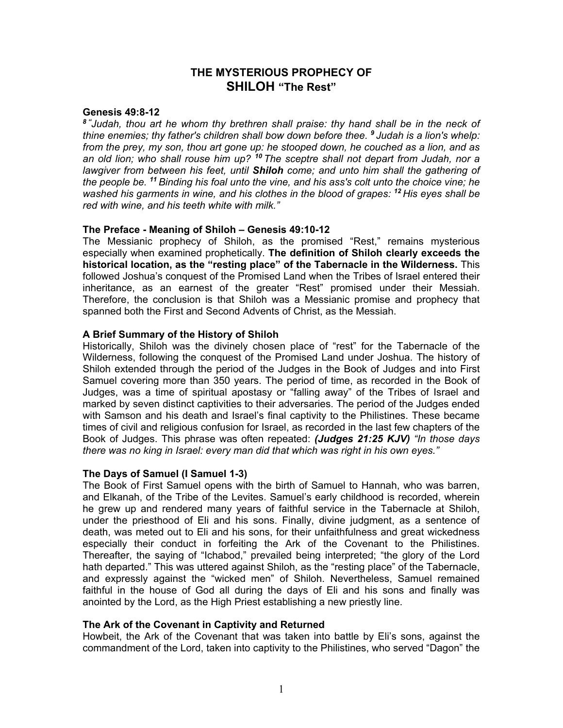# THE MYSTERIOUS PROPHECY OF
# SHILOH "The Rest"

**Genesis 49:8-12**

*[8] "Judah, thou art he whom thy brethren shall praise: thy hand shall be in the neck of thine enemies; thy father's children shall bow down before thee. [9] Judah is a lion's whelp: from the prey, my son, thou art gone up: he stooped down, he couched as a lion, and as an old lion; who shall rouse him up? [10] The sceptre shall not depart from Judah, nor a lawgiver from between his feet, until* ***Shiloh*** *come; and unto him shall the gathering of the people be. [11] Binding his foal unto the vine, and his ass's colt unto the choice vine; he washed his garments in wine, and his clothes in the blood of grapes: [12] His eyes shall be red with wine, and his teeth white with milk."*

**The Preface - Meaning of Shiloh – Genesis 49:10-12**

The Messianic prophecy of Shiloh, as the promised "Rest," remains mysterious especially when examined prophetically. **The definition of Shiloh clearly exceeds the historical location, as the "resting place" of the Tabernacle in the Wilderness.** This followed Joshua's conquest of the Promised Land when the Tribes of Israel entered their inheritance, as an earnest of the greater "Rest" promised under their Messiah. Therefore, the conclusion is that Shiloh was a Messianic promise and prophecy that spanned both the First and Second Advents of Christ, as the Messiah.

**A Brief Summary of the History of Shiloh**

Historically, Shiloh was the divinely chosen place of "rest" for the Tabernacle of the Wilderness, following the conquest of the Promised Land under Joshua. The history of Shiloh extended through the period of the Judges in the Book of Judges and into First Samuel covering more than 350 years. The period of time, as recorded in the Book of Judges, was a time of spiritual apostasy or "falling away" of the Tribes of Israel and marked by seven distinct captivities to their adversaries. The period of the Judges ended with Samson and his death and Israel's final captivity to the Philistines. These became times of civil and religious confusion for Israel, as recorded in the last few chapters of the Book of Judges. This phrase was often repeated: ***(Judges 21:25 KJV)*** *"In those days there was no king in Israel: every man did that which was right in his own eyes."*

**The Days of Samuel (I Samuel 1-3)**

The Book of First Samuel opens with the birth of Samuel to Hannah, who was barren, and Elkanah, of the Tribe of the Levites. Samuel's early childhood is recorded, wherein he grew up and rendered many years of faithful service in the Tabernacle at Shiloh, under the priesthood of Eli and his sons. Finally, divine judgment, as a sentence of death, was meted out to Eli and his sons, for their unfaithfulness and great wickedness especially their conduct in forfeiting the Ark of the Covenant to the Philistines. Thereafter, the saying of "Ichabod," prevailed being interpreted; "the glory of the Lord hath departed." This was uttered against Shiloh, as the "resting place" of the Tabernacle, and expressly against the "wicked men" of Shiloh. Nevertheless, Samuel remained faithful in the house of God all during the days of Eli and his sons and finally was anointed by the Lord, as the High Priest establishing a new priestly line.

**The Ark of the Covenant in Captivity and Returned**

Howbeit, the Ark of the Covenant that was taken into battle by Eli's sons, against the commandment of the Lord, taken into captivity to the Philistines, who served "Dagon" the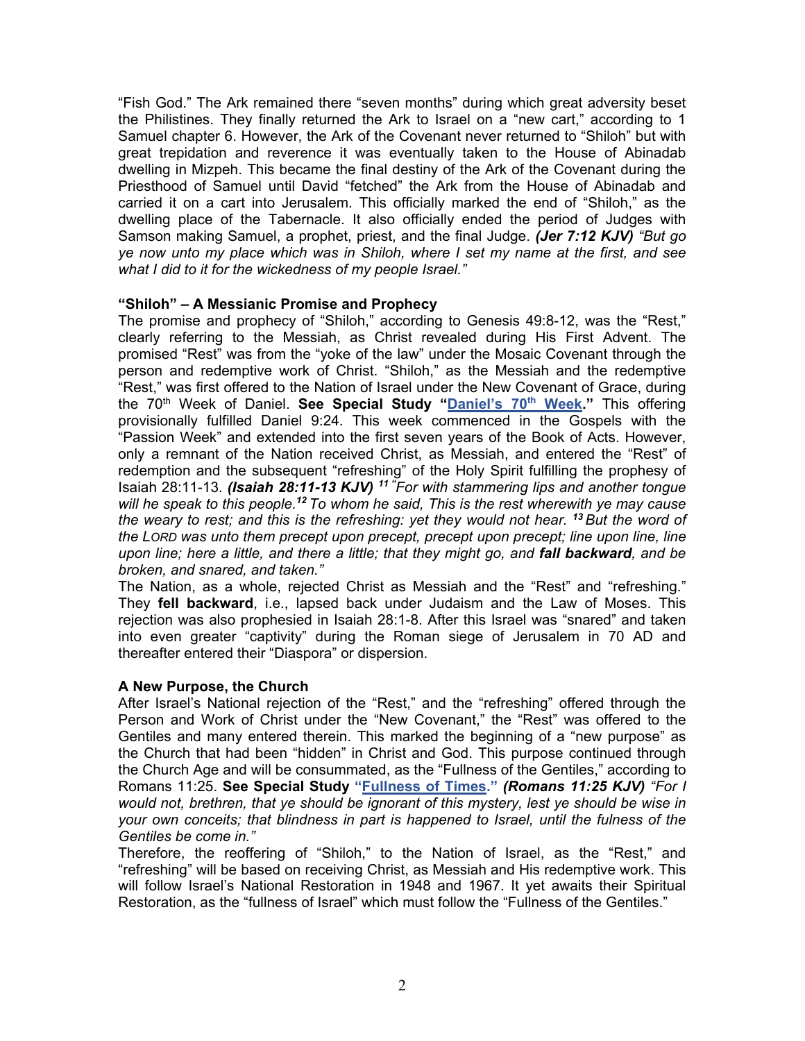"Fish God." The Ark remained there "seven months" during which great adversity beset the Philistines. They finally returned the Ark to Israel on a "new cart," according to 1 Samuel chapter 6. However, the Ark of the Covenant never returned to "Shiloh" but with great trepidation and reverence it was eventually taken to the House of Abinadab dwelling in Mizpeh. This became the final destiny of the Ark of the Covenant during the Priesthood of Samuel until David "fetched" the Ark from the House of Abinadab and carried it on a cart into Jerusalem. This officially marked the end of "Shiloh," as the dwelling place of the Tabernacle. It also officially ended the period of Judges with Samson making Samuel, a prophet, priest, and the final Judge. ***(Jer 7:12 KJV)*** *"But go ye now unto my place which was in Shiloh, where I set my name at the first, and see what I did to it for the wickedness of my people Israel."*

**"Shiloh" – A Messianic Promise and Prophecy**

The promise and prophecy of "Shiloh," according to Genesis 49:8-12, was the "Rest," clearly referring to the Messiah, as Christ revealed during His First Advent. The promised "Rest" was from the "yoke of the law" under the Mosaic Covenant through the person and redemptive work of Christ. "Shiloh," as the Messiah and the redemptive "Rest," was first offered to the Nation of Israel under the New Covenant of Grace, during the 70th Week of Daniel. **See Special Study "Daniel's 70th Week."** This offering provisionally fulfilled Daniel 9:24. This week commenced in the Gospels with the "Passion Week" and extended into the first seven years of the Book of Acts. However, only a remnant of the Nation received Christ, as Messiah, and entered the "Rest" of redemption and the subsequent "refreshing" of the Holy Spirit fulfilling the prophesy of Isaiah 28:11-13. ***(Isaiah 28:11-13 KJV)*** *[11] "For with stammering lips and another tongue will he speak to this people.[12] To whom he said, This is the rest wherewith ye may cause the weary to rest; and this is the refreshing: yet they would not hear. [13] But the word of the LORD was unto them precept upon precept, precept upon precept; line upon line, line upon line; here a little, and there a little; that they might go, and* ***fall backward****, and be broken, and snared, and taken."*

The Nation, as a whole, rejected Christ as Messiah and the "Rest" and "refreshing." They **fell backward**, i.e., lapsed back under Judaism and the Law of Moses. This rejection was also prophesied in Isaiah 28:1-8. After this Israel was "snared" and taken into even greater "captivity" during the Roman siege of Jerusalem in 70 AD and thereafter entered their "Diaspora" or dispersion.

**A New Purpose, the Church**

After Israel's National rejection of the "Rest," and the "refreshing" offered through the Person and Work of Christ under the "New Covenant," the "Rest" was offered to the Gentiles and many entered therein. This marked the beginning of a "new purpose" as the Church that had been "hidden" in Christ and God. This purpose continued through the Church Age and will be consummated, as the "Fullness of the Gentiles," according to Romans 11:25. **See Special Study "Fullness of Times."** ***(Romans 11:25 KJV)*** *"For I would not, brethren, that ye should be ignorant of this mystery, lest ye should be wise in your own conceits; that blindness in part is happened to Israel, until the fulness of the Gentiles be come in."*

Therefore, the reoffering of "Shiloh," to the Nation of Israel, as the "Rest," and "refreshing" will be based on receiving Christ, as Messiah and His redemptive work. This will follow Israel's National Restoration in 1948 and 1967. It yet awaits their Spiritual Restoration, as the "fullness of Israel" which must follow the "Fullness of the Gentiles."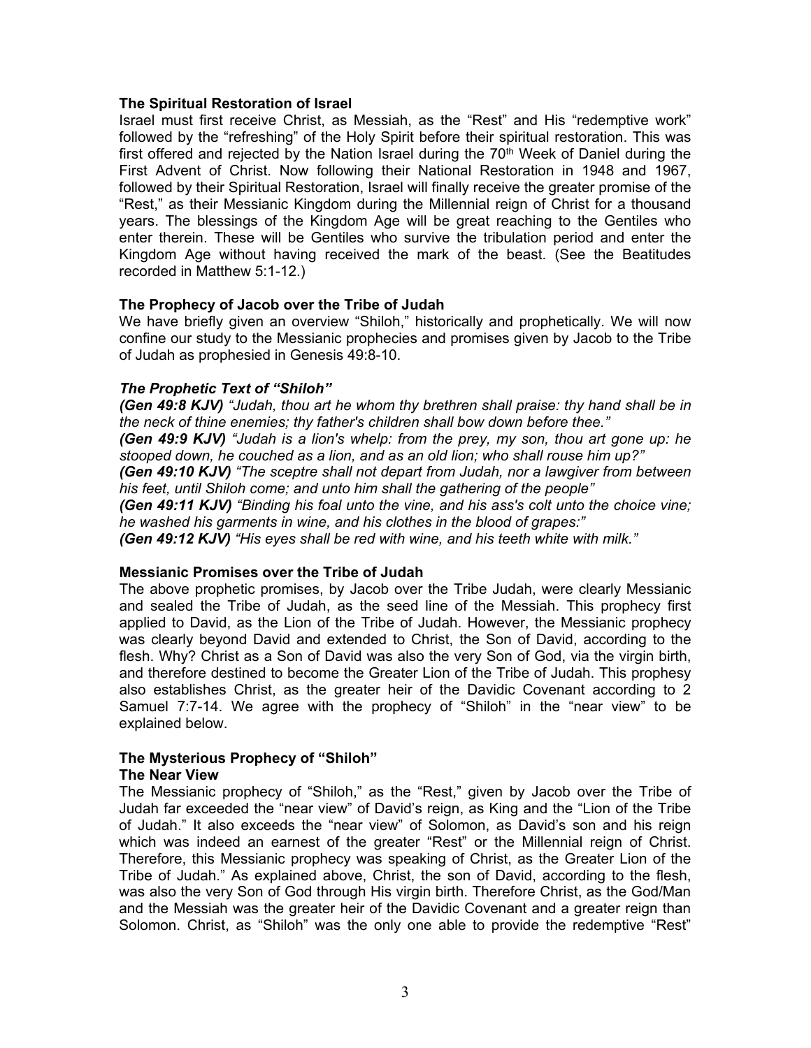**The Spiritual Restoration of Israel**

Israel must first receive Christ, as Messiah, as the "Rest" and His "redemptive work" followed by the "refreshing" of the Holy Spirit before their spiritual restoration. This was first offered and rejected by the Nation Israel during the 70th Week of Daniel during the First Advent of Christ. Now following their National Restoration in 1948 and 1967, followed by their Spiritual Restoration, Israel will finally receive the greater promise of the "Rest," as their Messianic Kingdom during the Millennial reign of Christ for a thousand years. The blessings of the Kingdom Age will be great reaching to the Gentiles who enter therein. These will be Gentiles who survive the tribulation period and enter the Kingdom Age without having received the mark of the beast. (See the Beatitudes recorded in Matthew 5:1-12.)

**The Prophecy of Jacob over the Tribe of Judah**

We have briefly given an overview "Shiloh," historically and prophetically. We will now confine our study to the Messianic prophecies and promises given by Jacob to the Tribe of Judah as prophesied in Genesis 49:8-10.

***The Prophetic Text of "Shiloh"***

***(Gen 49:8 KJV)*** *"Judah, thou art he whom thy brethren shall praise: thy hand shall be in the neck of thine enemies; thy father's children shall bow down before thee."*

***(Gen 49:9 KJV)*** *"Judah is a lion's whelp: from the prey, my son, thou art gone up: he stooped down, he couched as a lion, and as an old lion; who shall rouse him up?"*

***(Gen 49:10 KJV)*** *"The sceptre shall not depart from Judah, nor a lawgiver from between his feet, until Shiloh come; and unto him shall the gathering of the people"*

***(Gen 49:11 KJV)*** *"Binding his foal unto the vine, and his ass's colt unto the choice vine; he washed his garments in wine, and his clothes in the blood of grapes:"*

***(Gen 49:12 KJV)*** *"His eyes shall be red with wine, and his teeth white with milk."*

**Messianic Promises over the Tribe of Judah**

The above prophetic promises, by Jacob over the Tribe Judah, were clearly Messianic and sealed the Tribe of Judah, as the seed line of the Messiah. This prophecy first applied to David, as the Lion of the Tribe of Judah. However, the Messianic prophecy was clearly beyond David and extended to Christ, the Son of David, according to the flesh. Why? Christ as a Son of David was also the very Son of God, via the virgin birth, and therefore destined to become the Greater Lion of the Tribe of Judah. This prophesy also establishes Christ, as the greater heir of the Davidic Covenant according to 2 Samuel 7:7-14. We agree with the prophecy of "Shiloh" in the "near view" to be explained below.

**The Mysterious Prophecy of "Shiloh"**

**The Near View**

The Messianic prophecy of "Shiloh," as the "Rest," given by Jacob over the Tribe of Judah far exceeded the "near view" of David's reign, as King and the "Lion of the Tribe of Judah." It also exceeds the "near view" of Solomon, as David's son and his reign which was indeed an earnest of the greater "Rest" or the Millennial reign of Christ. Therefore, this Messianic prophecy was speaking of Christ, as the Greater Lion of the Tribe of Judah." As explained above, Christ, the son of David, according to the flesh, was also the very Son of God through His virgin birth. Therefore Christ, as the God/Man and the Messiah was the greater heir of the Davidic Covenant and a greater reign than Solomon. Christ, as "Shiloh" was the only one able to provide the redemptive "Rest"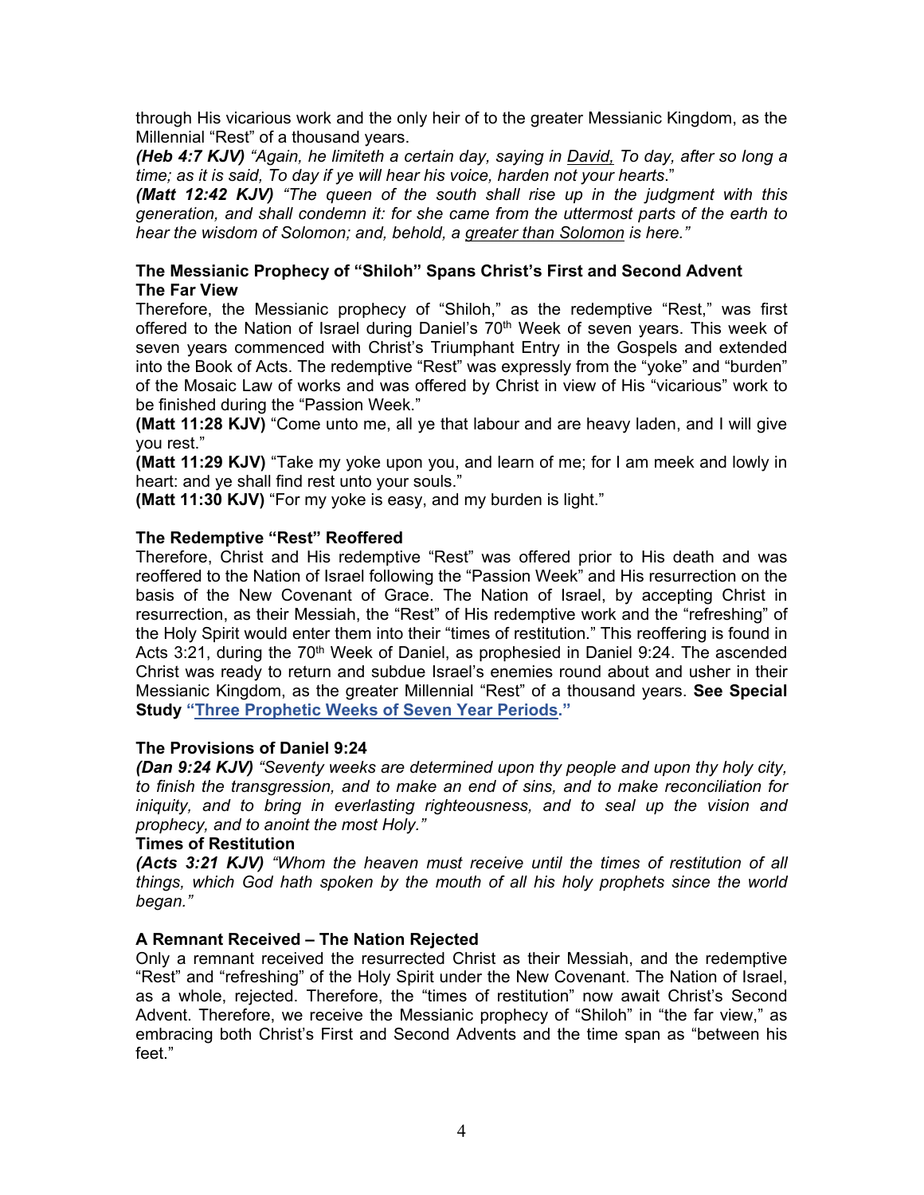through His vicarious work and the only heir of to the greater Messianic Kingdom, as the Millennial "Rest" of a thousand years.

***(Heb 4:7 KJV)*** *"Again, he limiteth a certain day, saying in <u>David,</u> To day, after so long a time; as it is said, To day if ye will hear his voice, harden not your hearts."*

***(Matt 12:42 KJV)*** *"The queen of the south shall rise up in the judgment with this generation, and shall condemn it: for she came from the uttermost parts of the earth to hear the wisdom of Solomon; and, behold, a <u>greater than Solomon</u> is here."*

**The Messianic Prophecy of "Shiloh" Spans Christ's First and Second Advent**
**The Far View**

Therefore, the Messianic prophecy of "Shiloh," as the redemptive "Rest," was first offered to the Nation of Israel during Daniel's 70th Week of seven years. This week of seven years commenced with Christ's Triumphant Entry in the Gospels and extended into the Book of Acts. The redemptive "Rest" was expressly from the "yoke" and "burden" of the Mosaic Law of works and was offered by Christ in view of His "vicarious" work to be finished during the "Passion Week."

**(Matt 11:28 KJV)** "Come unto me, all ye that labour and are heavy laden, and I will give you rest."

**(Matt 11:29 KJV)** "Take my yoke upon you, and learn of me; for I am meek and lowly in heart: and ye shall find rest unto your souls."

**(Matt 11:30 KJV)** "For my yoke is easy, and my burden is light."

**The Redemptive "Rest" Reoffered**

Therefore, Christ and His redemptive "Rest" was offered prior to His death and was reoffered to the Nation of Israel following the "Passion Week" and His resurrection on the basis of the New Covenant of Grace. The Nation of Israel, by accepting Christ in resurrection, as their Messiah, the "Rest" of His redemptive work and the "refreshing" of the Holy Spirit would enter them into their "times of restitution." This reoffering is found in Acts 3:21, during the 70th Week of Daniel, as prophesied in Daniel 9:24. The ascended Christ was ready to return and subdue Israel's enemies round about and usher in their Messianic Kingdom, as the greater Millennial "Rest" of a thousand years. **See Special Study "<u>Three Prophetic Weeks of Seven Year Periods</u>."**

**The Provisions of Daniel 9:24**

***(Dan 9:24 KJV)*** *"Seventy weeks are determined upon thy people and upon thy holy city, to finish the transgression, and to make an end of sins, and to make reconciliation for iniquity, and to bring in everlasting righteousness, and to seal up the vision and prophecy, and to anoint the most Holy."*

**Times of Restitution**

***(Acts 3:21 KJV)*** *"Whom the heaven must receive until the times of restitution of all things, which God hath spoken by the mouth of all his holy prophets since the world began."*

**A Remnant Received – The Nation Rejected**

Only a remnant received the resurrected Christ as their Messiah, and the redemptive "Rest" and "refreshing" of the Holy Spirit under the New Covenant. The Nation of Israel, as a whole, rejected. Therefore, the "times of restitution" now await Christ's Second Advent. Therefore, we receive the Messianic prophecy of "Shiloh" in "the far view," as embracing both Christ's First and Second Advents and the time span as "between his feet."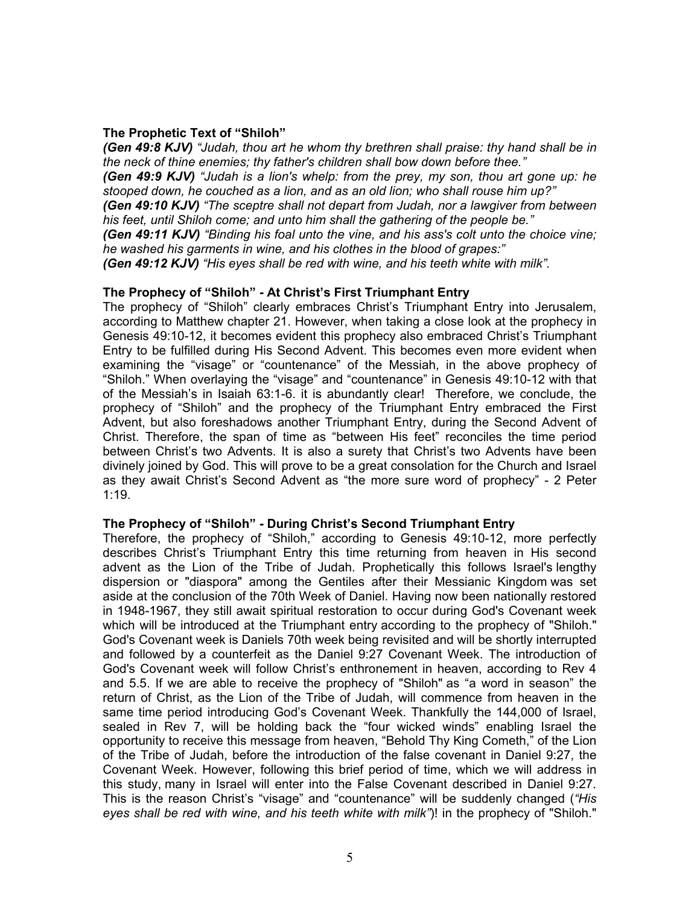### The Prophetic Text of "Shiloh"

***(Gen 49:8 KJV)*** *"Judah, thou art he whom thy brethren shall praise: thy hand shall be in the neck of thine enemies; thy father's children shall bow down before thee."*
***(Gen 49:9 KJV)*** *"Judah is a lion's whelp: from the prey, my son, thou art gone up: he stooped down, he couched as a lion, and as an old lion; who shall rouse him up?"*
***(Gen 49:10 KJV)*** *"The sceptre shall not depart from Judah, nor a lawgiver from between his feet, until Shiloh come; and unto him shall the gathering of the people be."*
***(Gen 49:11 KJV)*** *"Binding his foal unto the vine, and his ass's colt unto the choice vine; he washed his garments in wine, and his clothes in the blood of grapes:"*
***(Gen 49:12 KJV)*** *"His eyes shall be red with wine, and his teeth white with milk".*

### The Prophecy of "Shiloh" - At Christ's First Triumphant Entry

The prophecy of "Shiloh" clearly embraces Christ's Triumphant Entry into Jerusalem, according to Matthew chapter 21. However, when taking a close look at the prophecy in Genesis 49:10-12, it becomes evident this prophecy also embraced Christ's Triumphant Entry to be fulfilled during His Second Advent. This becomes even more evident when examining the "visage" or "countenance" of the Messiah, in the above prophecy of "Shiloh." When overlaying the "visage" and "countenance" in Genesis 49:10-12 with that of the Messiah's in Isaiah 63:1-6. it is abundantly clear! Therefore, we conclude, the prophecy of "Shiloh" and the prophecy of the Triumphant Entry embraced the First Advent, but also foreshadows another Triumphant Entry, during the Second Advent of Christ. Therefore, the span of time as "between His feet" reconciles the time period between Christ's two Advents. It is also a surety that Christ's two Advents have been divinely joined by God. This will prove to be a great consolation for the Church and Israel as they await Christ's Second Advent as "the more sure word of prophecy" - 2 Peter 1:19.

### The Prophecy of "Shiloh" - During Christ's Second Triumphant Entry

Therefore, the prophecy of "Shiloh," according to Genesis 49:10-12, more perfectly describes Christ's Triumphant Entry this time returning from heaven in His second advent as the Lion of the Tribe of Judah. Prophetically this follows Israel's lengthy dispersion or "diaspora" among the Gentiles after their Messianic Kingdom was set aside at the conclusion of the 70th Week of Daniel. Having now been nationally restored in 1948-1967, they still await spiritual restoration to occur during God's Covenant week which will be introduced at the Triumphant entry according to the prophecy of "Shiloh." God's Covenant week is Daniels 70th week being revisited and will be shortly interrupted and followed by a counterfeit as the Daniel 9:27 Covenant Week. The introduction of God's Covenant week will follow Christ's enthronement in heaven, according to Rev 4 and 5.5. If we are able to receive the prophecy of "Shiloh" as "a word in season" the return of Christ, as the Lion of the Tribe of Judah, will commence from heaven in the same time period introducing God's Covenant Week. Thankfully the 144,000 of Israel, sealed in Rev 7, will be holding back the "four wicked winds" enabling Israel the opportunity to receive this message from heaven, "Behold Thy King Cometh," of the Lion of the Tribe of Judah, before the introduction of the false covenant in Daniel 9:27, the Covenant Week. However, following this brief period of time, which we will address in this study, many in Israel will enter into the False Covenant described in Daniel 9:27. This is the reason Christ's "visage" and "countenance" will be suddenly changed (*"His eyes shall be red with wine, and his teeth white with milk"*)! in the prophecy of "Shiloh."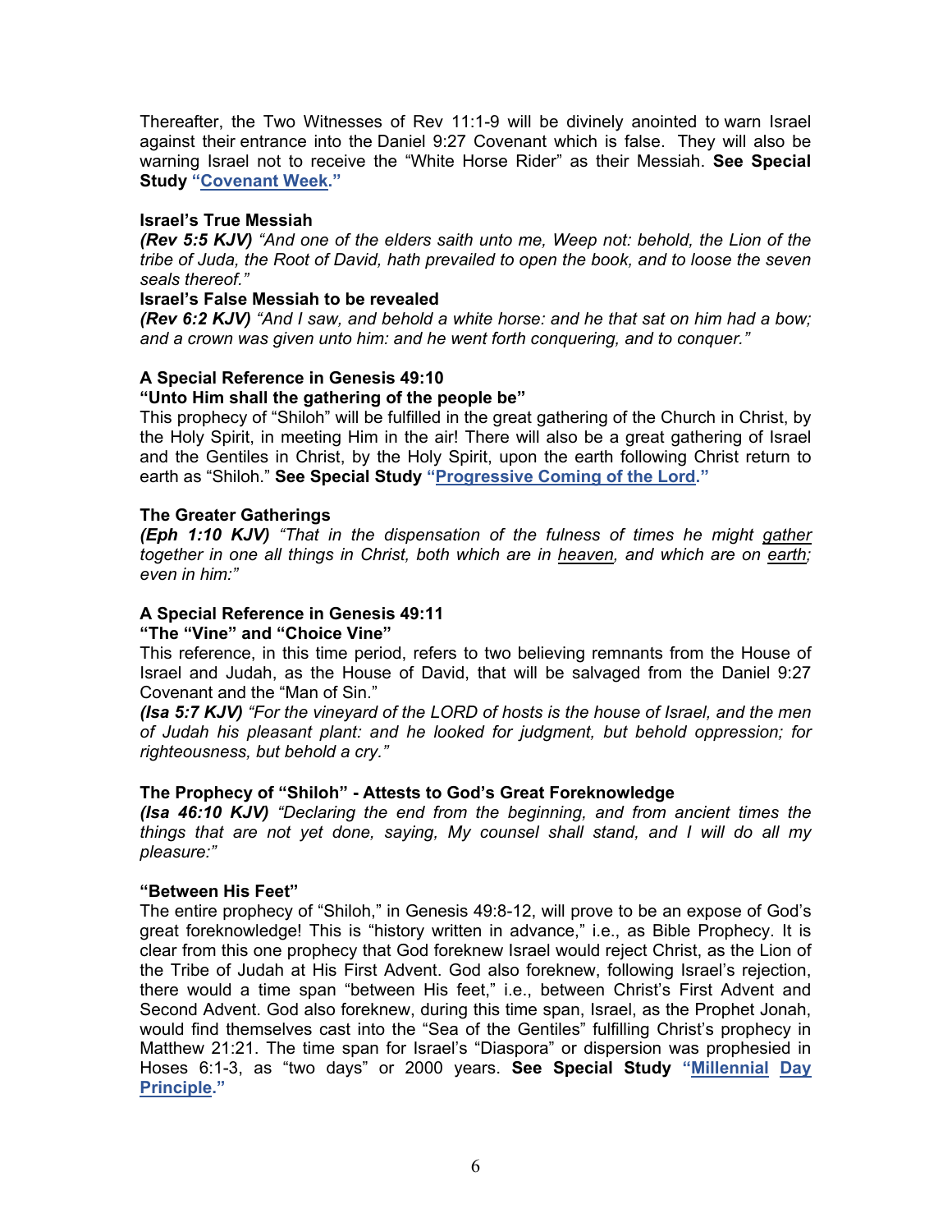Thereafter, the Two Witnesses of Rev 11:1-9 will be divinely anointed to warn Israel against their entrance into the Daniel 9:27 Covenant which is false. They will also be warning Israel not to receive the “White Horse Rider” as their Messiah. **See Special Study “Covenant Week.”**

**Israel’s True Messiah**
***(Rev 5:5 KJV)*** *“And one of the elders saith unto me, Weep not: behold, the Lion of the tribe of Juda, the Root of David, hath prevailed to open the book, and to loose the seven seals thereof.”*
**Israel’s False Messiah to be revealed**
***(Rev 6:2 KJV)*** *“And I saw, and behold a white horse: and he that sat on him had a bow; and a crown was given unto him: and he went forth conquering, and to conquer.”*

**A Special Reference in Genesis 49:10**
**“Unto Him shall the gathering of the people be”**
This prophecy of “Shiloh” will be fulfilled in the great gathering of the Church in Christ, by the Holy Spirit, in meeting Him in the air! There will also be a great gathering of Israel and the Gentiles in Christ, by the Holy Spirit, upon the earth following Christ return to earth as “Shiloh.” **See Special Study “Progressive Coming of the Lord.”**

**The Greater Gatherings**
***(Eph 1:10 KJV)*** *“That in the dispensation of the fulness of times he might gather together in one all things in Christ, both which are in heaven, and which are on earth; even in him:”*

**A Special Reference in Genesis 49:11**
**“The “Vine” and “Choice Vine”**
This reference, in this time period, refers to two believing remnants from the House of Israel and Judah, as the House of David, that will be salvaged from the Daniel 9:27 Covenant and the “Man of Sin.”
***(Isa 5:7 KJV)*** *“For the vineyard of the LORD of hosts is the house of Israel, and the men of Judah his pleasant plant: and he looked for judgment, but behold oppression; for righteousness, but behold a cry.”*

**The Prophecy of “Shiloh” - Attests to God’s Great Foreknowledge**
***(Isa 46:10 KJV)*** *“Declaring the end from the beginning, and from ancient times the things that are not yet done, saying, My counsel shall stand, and I will do all my pleasure:”*

**“Between His Feet”**
The entire prophecy of “Shiloh,” in Genesis 49:8-12, will prove to be an expose of God’s great foreknowledge! This is “history written in advance,” i.e., as Bible Prophecy. It is clear from this one prophecy that God foreknew Israel would reject Christ, as the Lion of the Tribe of Judah at His First Advent. God also foreknew, following Israel’s rejection, there would a time span “between His feet,” i.e., between Christ’s First Advent and Second Advent. God also foreknew, during this time span, Israel, as the Prophet Jonah, would find themselves cast into the “Sea of the Gentiles” fulfilling Christ’s prophecy in Matthew 21:21. The time span for Israel’s “Diaspora” or dispersion was prophesied in Hoses 6:1-3, as “two days” or 2000 years. **See Special Study “Millennial Day Principle.”**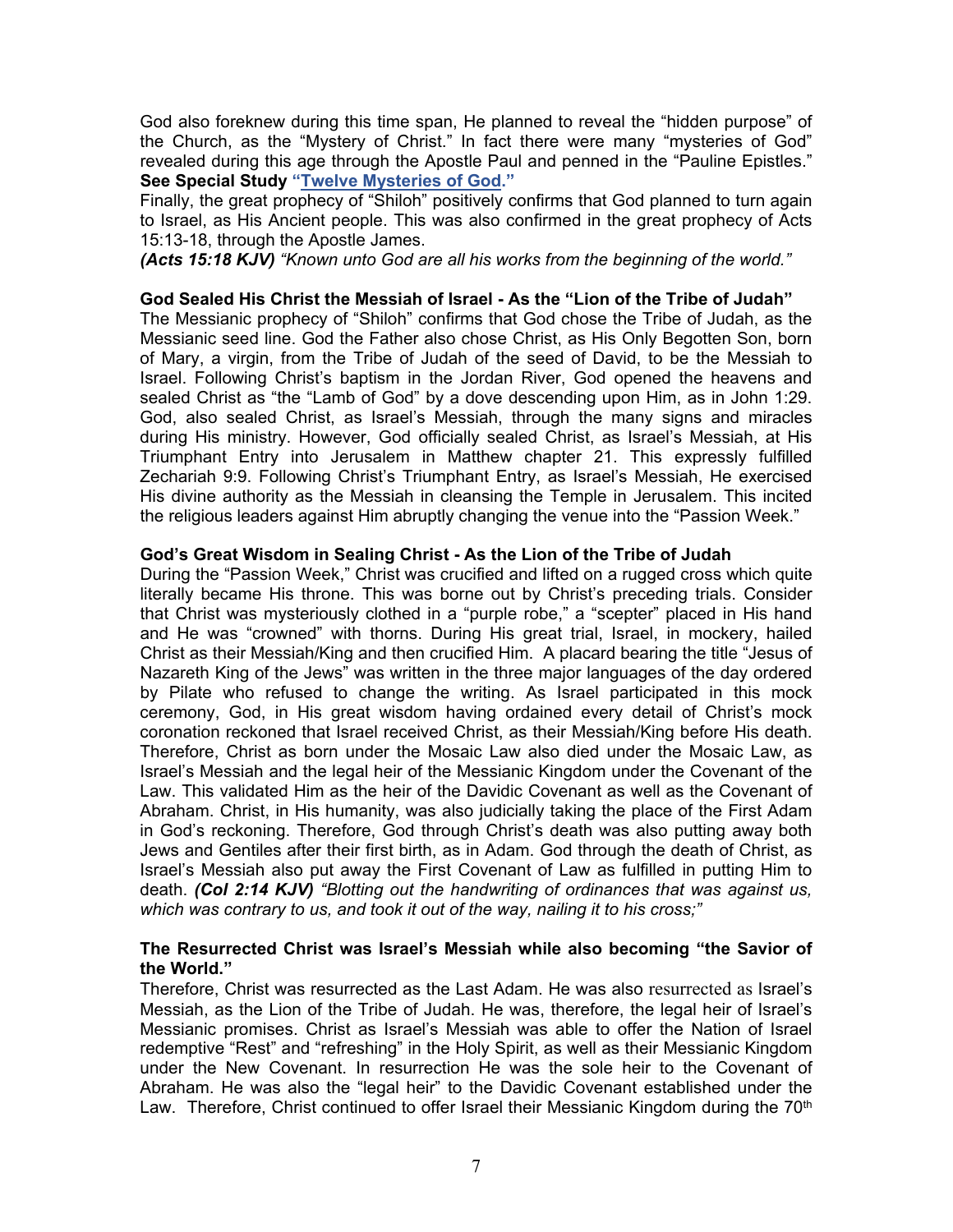God also foreknew during this time span, He planned to reveal the "hidden purpose" of the Church, as the "Mystery of Christ." In fact there were many "mysteries of God" revealed during this age through the Apostle Paul and penned in the "Pauline Epistles." **See Special Study "Twelve Mysteries of God."**

Finally, the great prophecy of "Shiloh" positively confirms that God planned to turn again to Israel, as His Ancient people. This was also confirmed in the great prophecy of Acts 15:13-18, through the Apostle James.

***(Acts 15:18 KJV)*** *"Known unto God are all his works from the beginning of the world."*

**God Sealed His Christ the Messiah of Israel - As the "Lion of the Tribe of Judah"**

The Messianic prophecy of "Shiloh" confirms that God chose the Tribe of Judah, as the Messianic seed line. God the Father also chose Christ, as His Only Begotten Son, born of Mary, a virgin, from the Tribe of Judah of the seed of David, to be the Messiah to Israel. Following Christ's baptism in the Jordan River, God opened the heavens and sealed Christ as "the "Lamb of God" by a dove descending upon Him, as in John 1:29. God, also sealed Christ, as Israel's Messiah, through the many signs and miracles during His ministry. However, God officially sealed Christ, as Israel's Messiah, at His Triumphant Entry into Jerusalem in Matthew chapter 21. This expressly fulfilled Zechariah 9:9. Following Christ's Triumphant Entry, as Israel's Messiah, He exercised His divine authority as the Messiah in cleansing the Temple in Jerusalem. This incited the religious leaders against Him abruptly changing the venue into the "Passion Week."

**God's Great Wisdom in Sealing Christ - As the Lion of the Tribe of Judah**

During the "Passion Week," Christ was crucified and lifted on a rugged cross which quite literally became His throne. This was borne out by Christ's preceding trials. Consider that Christ was mysteriously clothed in a "purple robe," a "scepter" placed in His hand and He was "crowned" with thorns. During His great trial, Israel, in mockery, hailed Christ as their Messiah/King and then crucified Him. A placard bearing the title "Jesus of Nazareth King of the Jews" was written in the three major languages of the day ordered by Pilate who refused to change the writing. As Israel participated in this mock ceremony, God, in His great wisdom having ordained every detail of Christ's mock coronation reckoned that Israel received Christ, as their Messiah/King before His death. Therefore, Christ as born under the Mosaic Law also died under the Mosaic Law, as Israel's Messiah and the legal heir of the Messianic Kingdom under the Covenant of the Law. This validated Him as the heir of the Davidic Covenant as well as the Covenant of Abraham. Christ, in His humanity, was also judicially taking the place of the First Adam in God's reckoning. Therefore, God through Christ's death was also putting away both Jews and Gentiles after their first birth, as in Adam. God through the death of Christ, as Israel's Messiah also put away the First Covenant of Law as fulfilled in putting Him to death. ***(Col 2:14 KJV)*** *"Blotting out the handwriting of ordinances that was against us, which was contrary to us, and took it out of the way, nailing it to his cross;"*

**The Resurrected Christ was Israel's Messiah while also becoming "the Savior of the World."**

Therefore, Christ was resurrected as the Last Adam. He was also resurrected as Israel's Messiah, as the Lion of the Tribe of Judah. He was, therefore, the legal heir of Israel's Messianic promises. Christ as Israel's Messiah was able to offer the Nation of Israel redemptive "Rest" and "refreshing" in the Holy Spirit, as well as their Messianic Kingdom under the New Covenant. In resurrection He was the sole heir to the Covenant of Abraham. He was also the "legal heir" to the Davidic Covenant established under the Law. Therefore, Christ continued to offer Israel their Messianic Kingdom during the 70th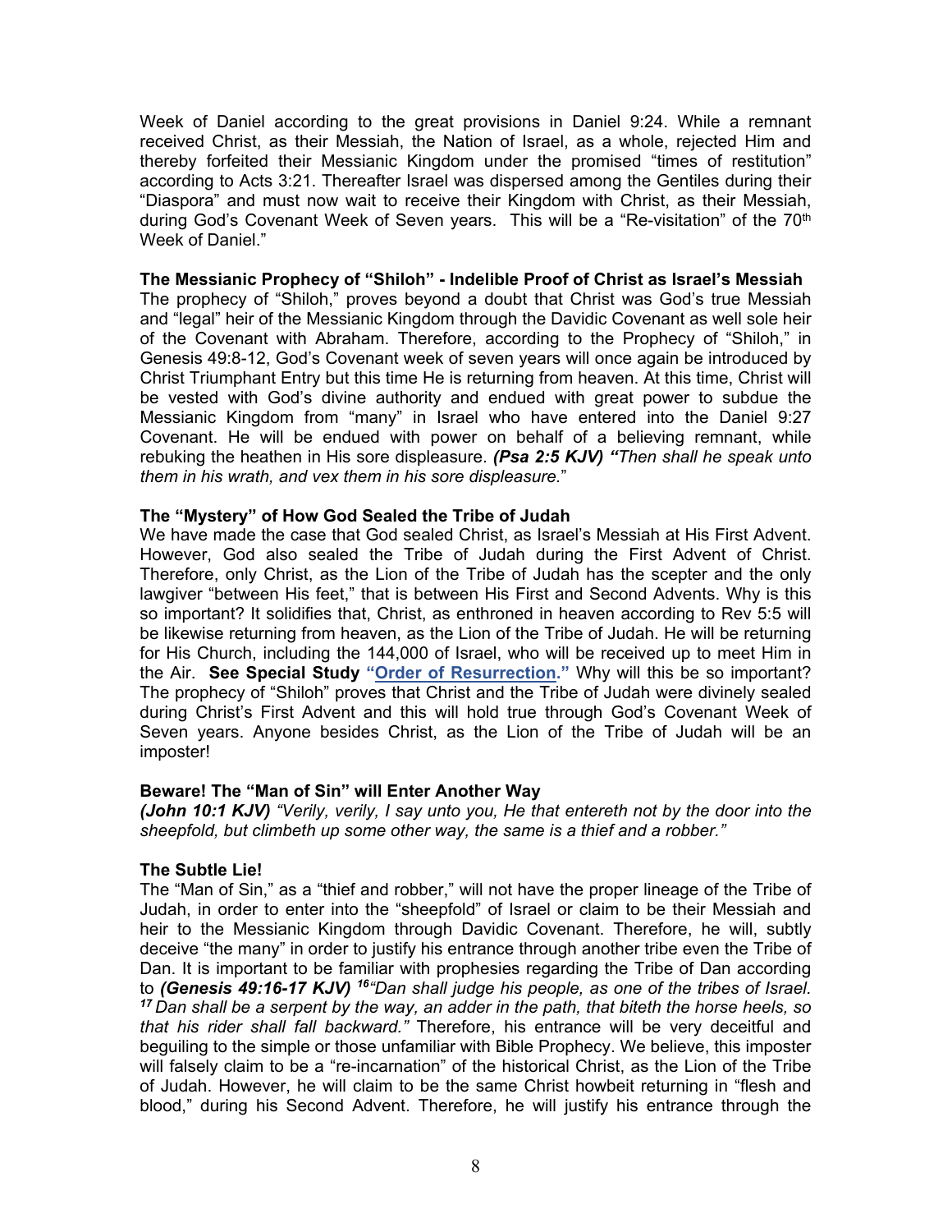Week of Daniel according to the great provisions in Daniel 9:24. While a remnant received Christ, as their Messiah, the Nation of Israel, as a whole, rejected Him and thereby forfeited their Messianic Kingdom under the promised "times of restitution" according to Acts 3:21. Thereafter Israel was dispersed among the Gentiles during their "Diaspora" and must now wait to receive their Kingdom with Christ, as their Messiah, during God's Covenant Week of Seven years. This will be a "Re-visitation" of the 70th Week of Daniel."

**The Messianic Prophecy of "Shiloh" - Indelible Proof of Christ as Israel's Messiah**
The prophecy of "Shiloh," proves beyond a doubt that Christ was God's true Messiah and "legal" heir of the Messianic Kingdom through the Davidic Covenant as well sole heir of the Covenant with Abraham. Therefore, according to the Prophecy of "Shiloh," in Genesis 49:8-12, God's Covenant week of seven years will once again be introduced by Christ Triumphant Entry but this time He is returning from heaven. At this time, Christ will be vested with God's divine authority and endued with great power to subdue the Messianic Kingdom from "many" in Israel who have entered into the Daniel 9:27 Covenant. He will be endued with power on behalf of a believing remnant, while rebuking the heathen in His sore displeasure. ***(Psa 2:5 KJV) "****Then shall he speak unto them in his wrath, and vex them in his sore displeasure.*"

**The "Mystery" of How God Sealed the Tribe of Judah**
We have made the case that God sealed Christ, as Israel's Messiah at His First Advent. However, God also sealed the Tribe of Judah during the First Advent of Christ. Therefore, only Christ, as the Lion of the Tribe of Judah has the scepter and the only lawgiver "between His feet," that is between His First and Second Advents. Why is this so important? It solidifies that, Christ, as enthroned in heaven according to Rev 5:5 will be likewise returning from heaven, as the Lion of the Tribe of Judah. He will be returning for His Church, including the 144,000 of Israel, who will be received up to meet Him in the Air. **See Special Study "Order of Resurrection."** Why will this be so important? The prophecy of "Shiloh" proves that Christ and the Tribe of Judah were divinely sealed during Christ's First Advent and this will hold true through God's Covenant Week of Seven years. Anyone besides Christ, as the Lion of the Tribe of Judah will be an imposter!

**Beware! The "Man of Sin" will Enter Another Way**
***(John 10:1 KJV)*** *"Verily, verily, I say unto you, He that entereth not by the door into the sheepfold, but climbeth up some other way, the same is a thief and a robber."*

**The Subtle Lie!**
The "Man of Sin," as a "thief and robber," will not have the proper lineage of the Tribe of Judah, in order to enter into the "sheepfold" of Israel or claim to be their Messiah and heir to the Messianic Kingdom through Davidic Covenant. Therefore, he will, subtly deceive "the many" in order to justify his entrance through another tribe even the Tribe of Dan. It is important to be familiar with prophesies regarding the Tribe of Dan according to ***(Genesis 49:16-17 KJV)*** *[16]"Dan shall judge his people, as one of the tribes of Israel. [17] Dan shall be a serpent by the way, an adder in the path, that biteth the horse heels, so that his rider shall fall backward."* Therefore, his entrance will be very deceitful and beguiling to the simple or those unfamiliar with Bible Prophecy. We believe, this imposter will falsely claim to be a "re-incarnation" of the historical Christ, as the Lion of the Tribe of Judah. However, he will claim to be the same Christ howbeit returning in "flesh and blood," during his Second Advent. Therefore, he will justify his entrance through the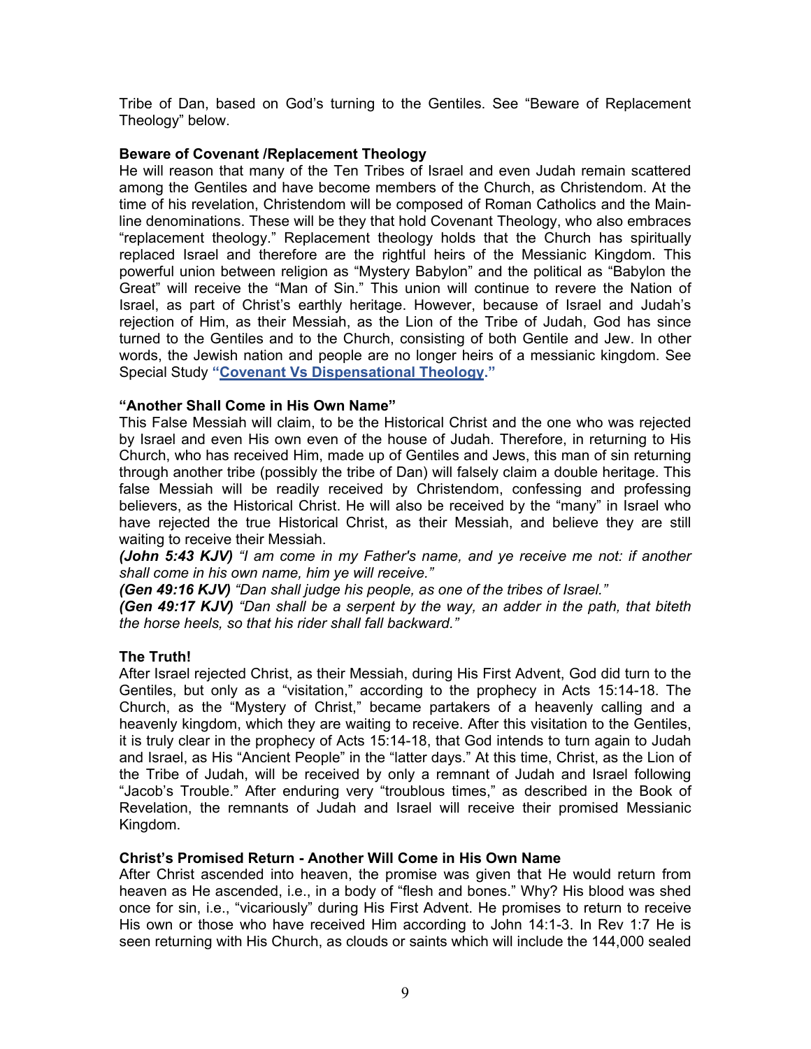Tribe of Dan, based on God's turning to the Gentiles. See "Beware of Replacement Theology" below.

**Beware of Covenant /Replacement Theology**

He will reason that many of the Ten Tribes of Israel and even Judah remain scattered among the Gentiles and have become members of the Church, as Christendom. At the time of his revelation, Christendom will be composed of Roman Catholics and the Main-line denominations. These will be they that hold Covenant Theology, who also embraces "replacement theology." Replacement theology holds that the Church has spiritually replaced Israel and therefore are the rightful heirs of the Messianic Kingdom. This powerful union between religion as "Mystery Babylon" and the political as "Babylon the Great" will receive the "Man of Sin." This union will continue to revere the Nation of Israel, as part of Christ's earthly heritage. However, because of Israel and Judah's rejection of Him, as their Messiah, as the Lion of the Tribe of Judah, God has since turned to the Gentiles and to the Church, consisting of both Gentile and Jew. In other words, the Jewish nation and people are no longer heirs of a messianic kingdom. See Special Study **"Covenant Vs Dispensational Theology."**

**"Another Shall Come in His Own Name"**

This False Messiah will claim, to be the Historical Christ and the one who was rejected by Israel and even His own even of the house of Judah. Therefore, in returning to His Church, who has received Him, made up of Gentiles and Jews, this man of sin returning through another tribe (possibly the tribe of Dan) will falsely claim a double heritage. This false Messiah will be readily received by Christendom, confessing and professing believers, as the Historical Christ. He will also be received by the "many" in Israel who have rejected the true Historical Christ, as their Messiah, and believe they are still waiting to receive their Messiah.

***(John 5:43 KJV)*** *"I am come in my Father's name, and ye receive me not: if another shall come in his own name, him ye will receive."*

***(Gen 49:16 KJV)*** *"Dan shall judge his people, as one of the tribes of Israel."*

***(Gen 49:17 KJV)*** *"Dan shall be a serpent by the way, an adder in the path, that biteth the horse heels, so that his rider shall fall backward."*

**The Truth!**

After Israel rejected Christ, as their Messiah, during His First Advent, God did turn to the Gentiles, but only as a "visitation," according to the prophecy in Acts 15:14-18. The Church, as the "Mystery of Christ," became partakers of a heavenly calling and a heavenly kingdom, which they are waiting to receive. After this visitation to the Gentiles, it is truly clear in the prophecy of Acts 15:14-18, that God intends to turn again to Judah and Israel, as His "Ancient People" in the "latter days." At this time, Christ, as the Lion of the Tribe of Judah, will be received by only a remnant of Judah and Israel following "Jacob's Trouble." After enduring very "troublous times," as described in the Book of Revelation, the remnants of Judah and Israel will receive their promised Messianic Kingdom.

**Christ's Promised Return - Another Will Come in His Own Name**

After Christ ascended into heaven, the promise was given that He would return from heaven as He ascended, i.e., in a body of "flesh and bones." Why? His blood was shed once for sin, i.e., "vicariously" during His First Advent. He promises to return to receive His own or those who have received Him according to John 14:1-3. In Rev 1:7 He is seen returning with His Church, as clouds or saints which will include the 144,000 sealed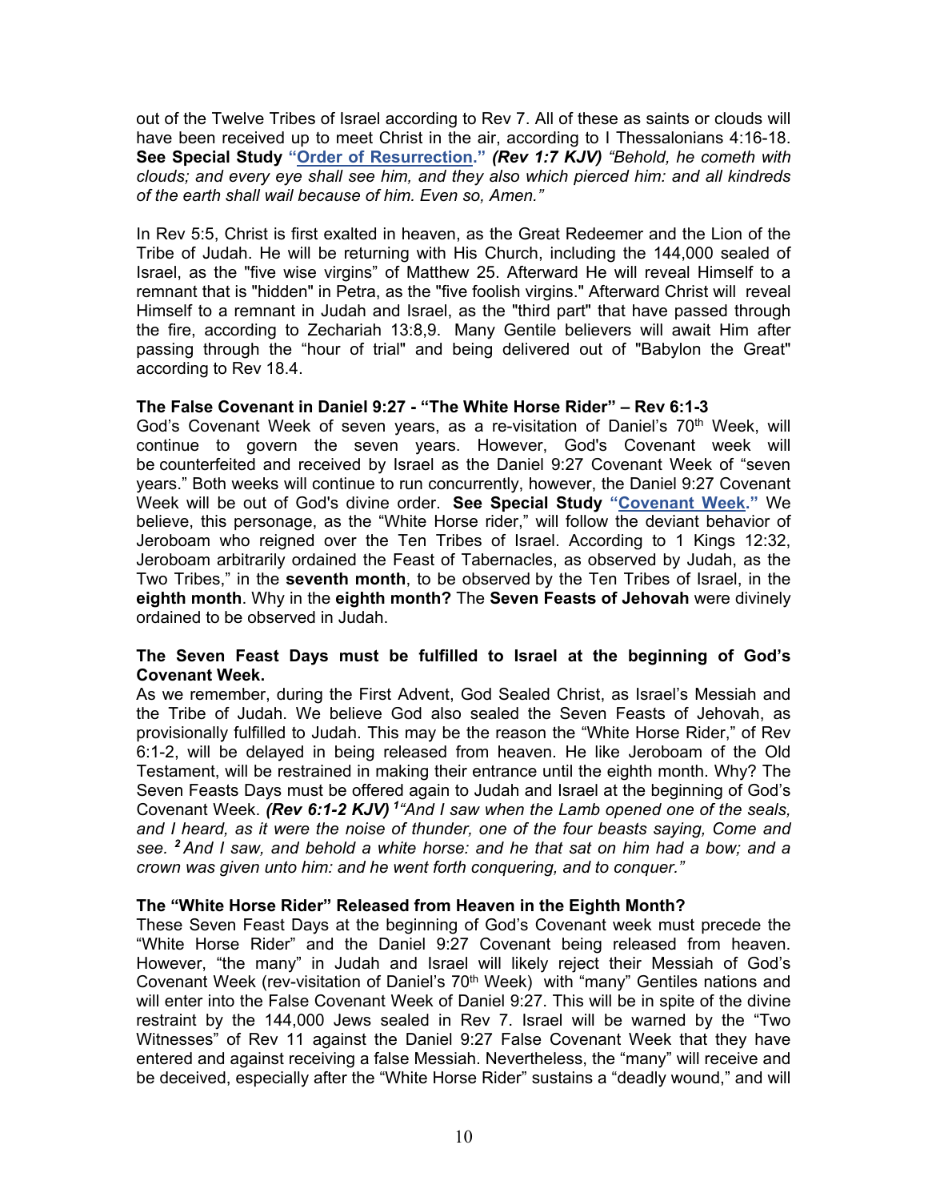out of the Twelve Tribes of Israel according to Rev 7. All of these as saints or clouds will have been received up to meet Christ in the air, according to I Thessalonians 4:16-18. **See Special Study "Order of Resurrection."** ***(Rev 1:7 KJV)*** *"Behold, he cometh with clouds; and every eye shall see him, and they also which pierced him: and all kindreds of the earth shall wail because of him. Even so, Amen."*

In Rev 5:5, Christ is first exalted in heaven, as the Great Redeemer and the Lion of the Tribe of Judah. He will be returning with His Church, including the 144,000 sealed of Israel, as the "five wise virgins" of Matthew 25. Afterward He will reveal Himself to a remnant that is "hidden" in Petra, as the "five foolish virgins." Afterward Christ will reveal Himself to a remnant in Judah and Israel, as the "third part" that have passed through the fire, according to Zechariah 13:8,9. Many Gentile believers will await Him after passing through the "hour of trial" and being delivered out of "Babylon the Great" according to Rev 18.4.

**The False Covenant in Daniel 9:27 - "The White Horse Rider" – Rev 6:1-3**

God's Covenant Week of seven years, as a re-visitation of Daniel's 70th Week, will continue to govern the seven years. However, God's Covenant week will be counterfeited and received by Israel as the Daniel 9:27 Covenant Week of "seven years." Both weeks will continue to run concurrently, however, the Daniel 9:27 Covenant Week will be out of God's divine order. **See Special Study "Covenant Week."** We believe, this personage, as the "White Horse rider," will follow the deviant behavior of Jeroboam who reigned over the Ten Tribes of Israel. According to 1 Kings 12:32, Jeroboam arbitrarily ordained the Feast of Tabernacles, as observed by Judah, as the Two Tribes," in the **seventh month**, to be observed by the Ten Tribes of Israel, in the **eighth month**. Why in the **eighth month?** The **Seven Feasts of Jehovah** were divinely ordained to be observed in Judah.

**The Seven Feast Days must be fulfilled to Israel at the beginning of God's Covenant Week.**

As we remember, during the First Advent, God Sealed Christ, as Israel's Messiah and the Tribe of Judah. We believe God also sealed the Seven Feasts of Jehovah, as provisionally fulfilled to Judah. This may be the reason the "White Horse Rider," of Rev 6:1-2, will be delayed in being released from heaven. He like Jeroboam of the Old Testament, will be restrained in making their entrance until the eighth month. Why? The Seven Feasts Days must be offered again to Judah and Israel at the beginning of God's Covenant Week. ***(Rev 6:1-2 KJV)*** ***[1]****"And I saw when the Lamb opened one of the seals, and I heard, as it were the noise of thunder, one of the four beasts saying, Come and see.* ***[2]*** *And I saw, and behold a white horse: and he that sat on him had a bow; and a crown was given unto him: and he went forth conquering, and to conquer."*

**The "White Horse Rider" Released from Heaven in the Eighth Month?**

These Seven Feast Days at the beginning of God's Covenant week must precede the "White Horse Rider" and the Daniel 9:27 Covenant being released from heaven. However, "the many" in Judah and Israel will likely reject their Messiah of God's Covenant Week (rev-visitation of Daniel's 70th Week) with "many" Gentiles nations and will enter into the False Covenant Week of Daniel 9:27. This will be in spite of the divine restraint by the 144,000 Jews sealed in Rev 7. Israel will be warned by the "Two Witnesses" of Rev 11 against the Daniel 9:27 False Covenant Week that they have entered and against receiving a false Messiah. Nevertheless, the "many" will receive and be deceived, especially after the "White Horse Rider" sustains a "deadly wound," and will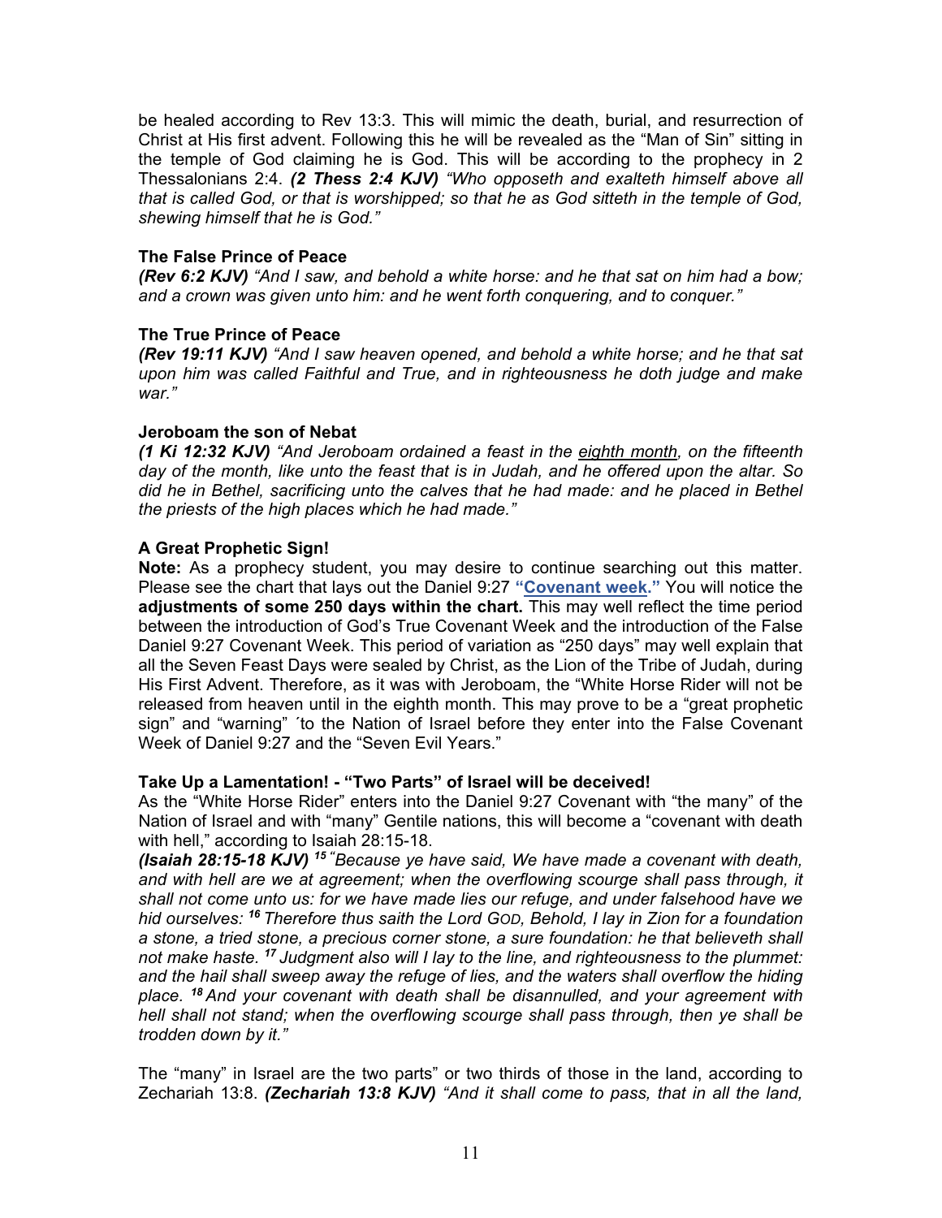be healed according to Rev 13:3. This will mimic the death, burial, and resurrection of Christ at His first advent. Following this he will be revealed as the "Man of Sin" sitting in the temple of God claiming he is God. This will be according to the prophecy in 2 Thessalonians 2:4. ***(2 Thess 2:4 KJV)*** *"Who opposeth and exalteth himself above all that is called God, or that is worshipped; so that he as God sitteth in the temple of God, shewing himself that he is God."*

**The False Prince of Peace**
***(Rev 6:2 KJV)*** *"And I saw, and behold a white horse: and he that sat on him had a bow; and a crown was given unto him: and he went forth conquering, and to conquer."*

**The True Prince of Peace**
***(Rev 19:11 KJV)*** *"And I saw heaven opened, and behold a white horse; and he that sat upon him was called Faithful and True, and in righteousness he doth judge and make war."*

**Jeroboam the son of Nebat**
***(1 Ki 12:32 KJV)*** *"And Jeroboam ordained a feast in the eighth month, on the fifteenth day of the month, like unto the feast that is in Judah, and he offered upon the altar. So did he in Bethel, sacrificing unto the calves that he had made: and he placed in Bethel the priests of the high places which he had made."*

**A Great Prophetic Sign!**
**Note:** As a prophecy student, you may desire to continue searching out this matter. Please see the chart that lays out the Daniel 9:27 **"Covenant week."** You will notice the **adjustments of some 250 days within the chart.** This may well reflect the time period between the introduction of God's True Covenant Week and the introduction of the False Daniel 9:27 Covenant Week. This period of variation as "250 days" may well explain that all the Seven Feast Days were sealed by Christ, as the Lion of the Tribe of Judah, during His First Advent. Therefore, as it was with Jeroboam, the "White Horse Rider will not be released from heaven until in the eighth month. This may prove to be a "great prophetic sign" and "warning" ´to the Nation of Israel before they enter into the False Covenant Week of Daniel 9:27 and the "Seven Evil Years."

**Take Up a Lamentation! - "Two Parts" of Israel will be deceived!**
As the "White Horse Rider" enters into the Daniel 9:27 Covenant with "the many" of the Nation of Israel and with "many" Gentile nations, this will become a "covenant with death with hell," according to Isaiah 28:15-18.
***(Isaiah 28:15-18 KJV)*** [15] *"Because ye have said, We have made a covenant with death, and with hell are we at agreement; when the overflowing scourge shall pass through, it shall not come unto us: for we have made lies our refuge, and under falsehood have we hid ourselves:* [16] *Therefore thus saith the Lord GOD, Behold, I lay in Zion for a foundation a stone, a tried stone, a precious corner stone, a sure foundation: he that believeth shall not make haste.* [17] *Judgment also will I lay to the line, and righteousness to the plummet: and the hail shall sweep away the refuge of lies, and the waters shall overflow the hiding place.* [18] *And your covenant with death shall be disannulled, and your agreement with hell shall not stand; when the overflowing scourge shall pass through, then ye shall be trodden down by it."*

The "many" in Israel are the two parts" or two thirds of those in the land, according to Zechariah 13:8. ***(Zechariah 13:8 KJV)*** *"And it shall come to pass, that in all the land,*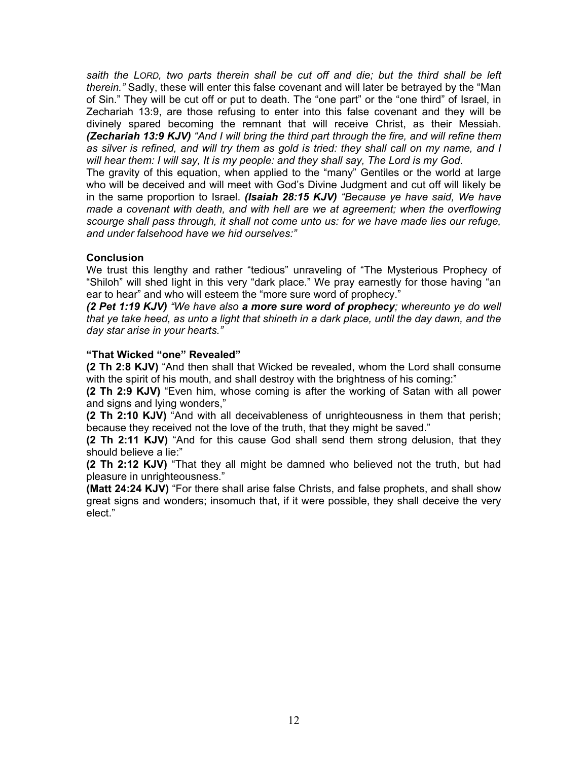*saith the LORD, two parts therein shall be cut off and die; but the third shall be left therein."* Sadly, these will enter this false covenant and will later be betrayed by the "Man of Sin." They will be cut off or put to death. The "one part" or the "one third" of Israel, in Zechariah 13:9, are those refusing to enter into this false covenant and they will be divinely spared becoming the remnant that will receive Christ, as their Messiah. ***(Zechariah 13:9 KJV)*** *"And I will bring the third part through the fire, and will refine them as silver is refined, and will try them as gold is tried: they shall call on my name, and I will hear them: I will say, It is my people: and they shall say, The Lord is my God.*

The gravity of this equation, when applied to the "many" Gentiles or the world at large who will be deceived and will meet with God's Divine Judgment and cut off will likely be in the same proportion to Israel. ***(Isaiah 28:15 KJV)*** *"Because ye have said, We have made a covenant with death, and with hell are we at agreement; when the overflowing scourge shall pass through, it shall not come unto us: for we have made lies our refuge, and under falsehood have we hid ourselves:"*

**Conclusion**

We trust this lengthy and rather "tedious" unraveling of "The Mysterious Prophecy of "Shiloh" will shed light in this very "dark place." We pray earnestly for those having "an ear to hear" and who will esteem the "more sure word of prophecy."

***(2 Pet 1:19 KJV)*** *"We have also **a more sure word of prophecy**; whereunto ye do well that ye take heed, as unto a light that shineth in a dark place, until the day dawn, and the day star arise in your hearts."*

**"That Wicked "one" Revealed"**

**(2 Th 2:8 KJV)** "And then shall that Wicked be revealed, whom the Lord shall consume with the spirit of his mouth, and shall destroy with the brightness of his coming:"

**(2 Th 2:9 KJV)** "Even him, whose coming is after the working of Satan with all power and signs and lying wonders,"

**(2 Th 2:10 KJV)** "And with all deceivableness of unrighteousness in them that perish; because they received not the love of the truth, that they might be saved."

**(2 Th 2:11 KJV)** "And for this cause God shall send them strong delusion, that they should believe a lie:"

**(2 Th 2:12 KJV)** "That they all might be damned who believed not the truth, but had pleasure in unrighteousness."

**(Matt 24:24 KJV)** "For there shall arise false Christs, and false prophets, and shall show great signs and wonders; insomuch that, if it were possible, they shall deceive the very elect."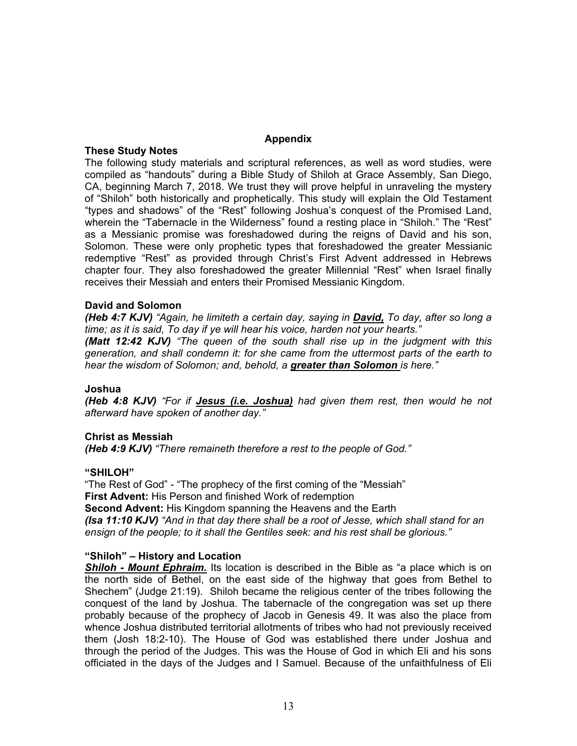## Appendix

### These Study Notes

The following study materials and scriptural references, as well as word studies, were compiled as "handouts" during a Bible Study of Shiloh at Grace Assembly, San Diego, CA, beginning March 7, 2018. We trust they will prove helpful in unraveling the mystery of "Shiloh" both historically and prophetically. This study will explain the Old Testament "types and shadows" of the "Rest" following Joshua's conquest of the Promised Land, wherein the "Tabernacle in the Wilderness" found a resting place in "Shiloh." The "Rest" as a Messianic promise was foreshadowed during the reigns of David and his son, Solomon. These were only prophetic types that foreshadowed the greater Messianic redemptive "Rest" as provided through Christ's First Advent addressed in Hebrews chapter four. They also foreshadowed the greater Millennial "Rest" when Israel finally receives their Messiah and enters their Promised Messianic Kingdom.

### David and Solomon

***(Heb 4:7 KJV)*** *"Again, he limiteth a certain day, saying in **David,** To day, after so long a time; as it is said, To day if ye will hear his voice, harden not your hearts."*

***(Matt 12:42 KJV)*** *"The queen of the south shall rise up in the judgment with this generation, and shall condemn it: for she came from the uttermost parts of the earth to hear the wisdom of Solomon; and, behold, a **greater than Solomon** is here."*

### Joshua

***(Heb 4:8 KJV)*** *"For if **Jesus (i.e. Joshua)** had given them rest, then would he not afterward have spoken of another day."*

### Christ as Messiah

***(Heb 4:9 KJV)*** *"There remaineth therefore a rest to the people of God."*

### "SHILOH"

"The Rest of God" - "The prophecy of the first coming of the "Messiah"

**First Advent:** His Person and finished Work of redemption

**Second Advent:** His Kingdom spanning the Heavens and the Earth

***(Isa 11:10 KJV)*** *"And in that day there shall be a root of Jesse, which shall stand for an ensign of the people; to it shall the Gentiles seek: and his rest shall be glorious."*

### "Shiloh" – History and Location

***Shiloh - Mount Ephraim.*** Its location is described in the Bible as "a place which is on the north side of Bethel, on the east side of the highway that goes from Bethel to Shechem" (Judge 21:19). Shiloh became the religious center of the tribes following the conquest of the land by Joshua. The tabernacle of the congregation was set up there probably because of the prophecy of Jacob in Genesis 49. It was also the place from whence Joshua distributed territorial allotments of tribes who had not previously received them (Josh 18:2-10). The House of God was established there under Joshua and through the period of the Judges. This was the House of God in which Eli and his sons officiated in the days of the Judges and I Samuel. Because of the unfaithfulness of Eli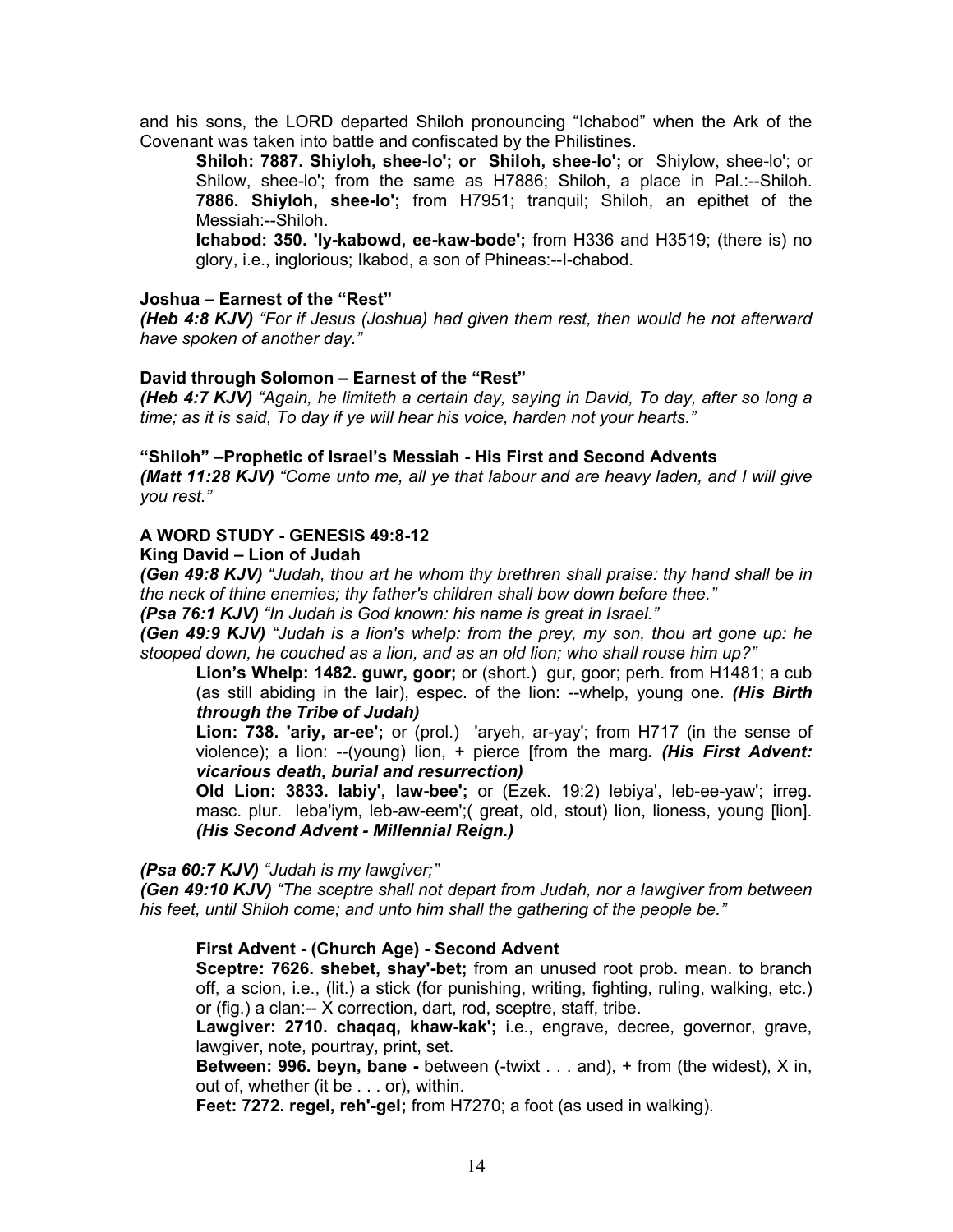and his sons, the LORD departed Shiloh pronouncing "Ichabod" when the Ark of the Covenant was taken into battle and confiscated by the Philistines.

> **Shiloh: 7887. Shiyloh, shee-lo'; or Shiloh, shee-lo';** or Shiylow, shee-lo'; or Shilow, shee-lo'; from the same as H7886; Shiloh, a place in Pal.:--Shiloh. **7886. Shiyloh, shee-lo';** from H7951; tranquil; Shiloh, an epithet of the Messiah:--Shiloh.
>
> **Ichabod: 350. 'Iy-kabowd, ee-kaw-bode';** from H336 and H3519; (there is) no glory, i.e., inglorious; Ikabod, a son of Phineas:--I-chabod.

**Joshua – Earnest of the "Rest"**

***(Heb 4:8 KJV)*** *"For if Jesus (Joshua) had given them rest, then would he not afterward have spoken of another day."*

**David through Solomon – Earnest of the "Rest"**

***(Heb 4:7 KJV)*** *"Again, he limiteth a certain day, saying in David, To day, after so long a time; as it is said, To day if ye will hear his voice, harden not your hearts."*

**"Shiloh" –Prophetic of Israel's Messiah - His First and Second Advents**

***(Matt 11:28 KJV)*** *"Come unto me, all ye that labour and are heavy laden, and I will give you rest."*

**A WORD STUDY - GENESIS 49:8-12**

**King David – Lion of Judah**

***(Gen 49:8 KJV)*** *"Judah, thou art he whom thy brethren shall praise: thy hand shall be in the neck of thine enemies; thy father's children shall bow down before thee."*

***(Psa 76:1 KJV)*** *"In Judah is God known: his name is great in Israel."*

***(Gen 49:9 KJV)*** *"Judah is a lion's whelp: from the prey, my son, thou art gone up: he stooped down, he couched as a lion, and as an old lion; who shall rouse him up?"*

> **Lion's Whelp: 1482. guwr, goor;** or (short.) gur, goor; perh. from H1481; a cub (as still abiding in the lair), espec. of the lion: --whelp, young one. ***(His Birth through the Tribe of Judah)***
>
> **Lion: 738. 'ariy, ar-ee';** or (prol.) 'aryeh, ar-yay'; from H717 (in the sense of violence); a lion: --(young) lion, + pierce [from the marg***. (His First Advent: vicarious death, burial and resurrection)***
>
> **Old Lion: 3833. labiy', law-bee';** or (Ezek. 19:2) lebiya', leb-ee-yaw'; irreg. masc. plur. leba'iym, leb-aw-eem';( great, old, stout) lion, lioness, young [lion]. ***(His Second Advent - Millennial Reign.)***

***(Psa 60:7 KJV)*** *"Judah is my lawgiver;"*

***(Gen 49:10 KJV)*** *"The sceptre shall not depart from Judah, nor a lawgiver from between his feet, until Shiloh come; and unto him shall the gathering of the people be."*

> **First Advent - (Church Age) - Second Advent**
>
> **Sceptre: 7626. shebet, shay'-bet;** from an unused root prob. mean. to branch off, a scion, i.e., (lit.) a stick (for punishing, writing, fighting, ruling, walking, etc.) or (fig.) a clan:-- X correction, dart, rod, sceptre, staff, tribe.
>
> **Lawgiver: 2710. chaqaq, khaw-kak';** i.e., engrave, decree, governor, grave, lawgiver, note, pourtray, print, set.
>
> **Between: 996. beyn, bane -** between (-twixt . . . and), + from (the widest), X in, out of, whether (it be . . . or), within.
>
> **Feet: 7272. regel, reh'-gel;** from H7270; a foot (as used in walking).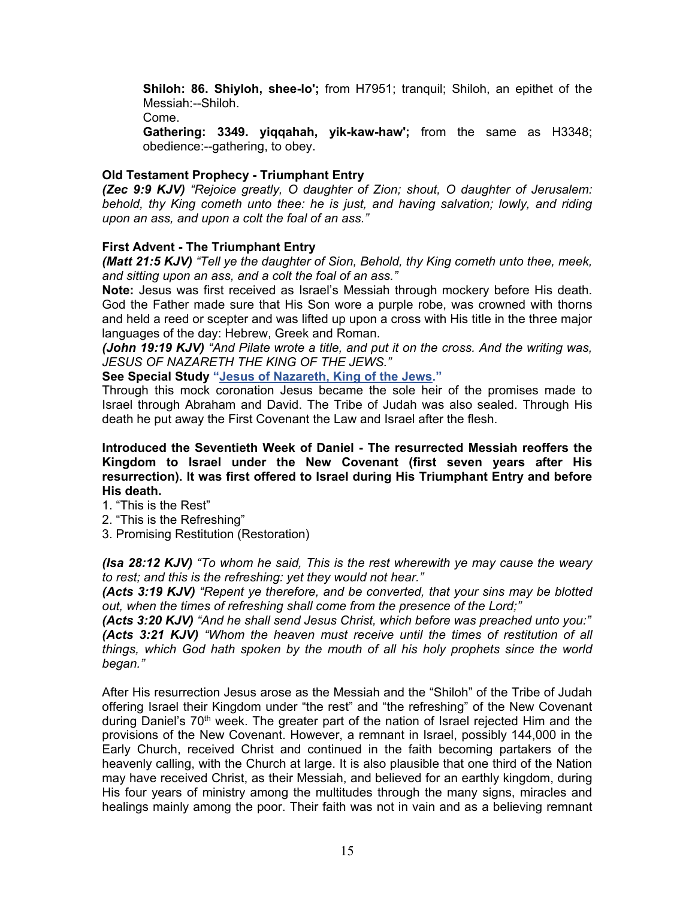**Shiloh: 86. Shiyloh, shee-lo';** from H7951; tranquil; Shiloh, an epithet of the Messiah:--Shiloh.
Come.
**Gathering: 3349. yiqqahah, yik-kaw-haw';** from the same as H3348; obedience:--gathering, to obey.

**Old Testament Prophecy - Triumphant Entry**
***(Zec 9:9 KJV)*** *"Rejoice greatly, O daughter of Zion; shout, O daughter of Jerusalem: behold, thy King cometh unto thee: he is just, and having salvation; lowly, and riding upon an ass, and upon a colt the foal of an ass."*

**First Advent - The Triumphant Entry**
***(Matt 21:5 KJV)*** *"Tell ye the daughter of Sion, Behold, thy King cometh unto thee, meek, and sitting upon an ass, and a colt the foal of an ass."*
**Note:** Jesus was first received as Israel's Messiah through mockery before His death. God the Father made sure that His Son wore a purple robe, was crowned with thorns and held a reed or scepter and was lifted up upon a cross with His title in the three major languages of the day: Hebrew, Greek and Roman.
***(John 19:19 KJV)*** *"And Pilate wrote a title, and put it on the cross. And the writing was, JESUS OF NAZARETH THE KING OF THE JEWS."*
**See Special Study "Jesus of Nazareth, King of the Jews."**
Through this mock coronation Jesus became the sole heir of the promises made to Israel through Abraham and David. The Tribe of Judah was also sealed. Through His death he put away the First Covenant the Law and Israel after the flesh.

**Introduced the Seventieth Week of Daniel - The resurrected Messiah reoffers the Kingdom to Israel under the New Covenant (first seven years after His resurrection). It was first offered to Israel during His Triumphant Entry and before His death.**
1. "This is the Rest"
2. "This is the Refreshing"
3. Promising Restitution (Restoration)

***(Isa 28:12 KJV)*** *"To whom he said, This is the rest wherewith ye may cause the weary to rest; and this is the refreshing: yet they would not hear."*
***(Acts 3:19 KJV)*** *"Repent ye therefore, and be converted, that your sins may be blotted out, when the times of refreshing shall come from the presence of the Lord;"*
***(Acts 3:20 KJV)*** *"And he shall send Jesus Christ, which before was preached unto you:"*
***(Acts 3:21 KJV)*** *"Whom the heaven must receive until the times of restitution of all things, which God hath spoken by the mouth of all his holy prophets since the world began."*

After His resurrection Jesus arose as the Messiah and the "Shiloh" of the Tribe of Judah offering Israel their Kingdom under "the rest" and "the refreshing" of the New Covenant during Daniel's 70th week. The greater part of the nation of Israel rejected Him and the provisions of the New Covenant. However, a remnant in Israel, possibly 144,000 in the Early Church, received Christ and continued in the faith becoming partakers of the heavenly calling, with the Church at large. It is also plausible that one third of the Nation may have received Christ, as their Messiah, and believed for an earthly kingdom, during His four years of ministry among the multitudes through the many signs, miracles and healings mainly among the poor. Their faith was not in vain and as a believing remnant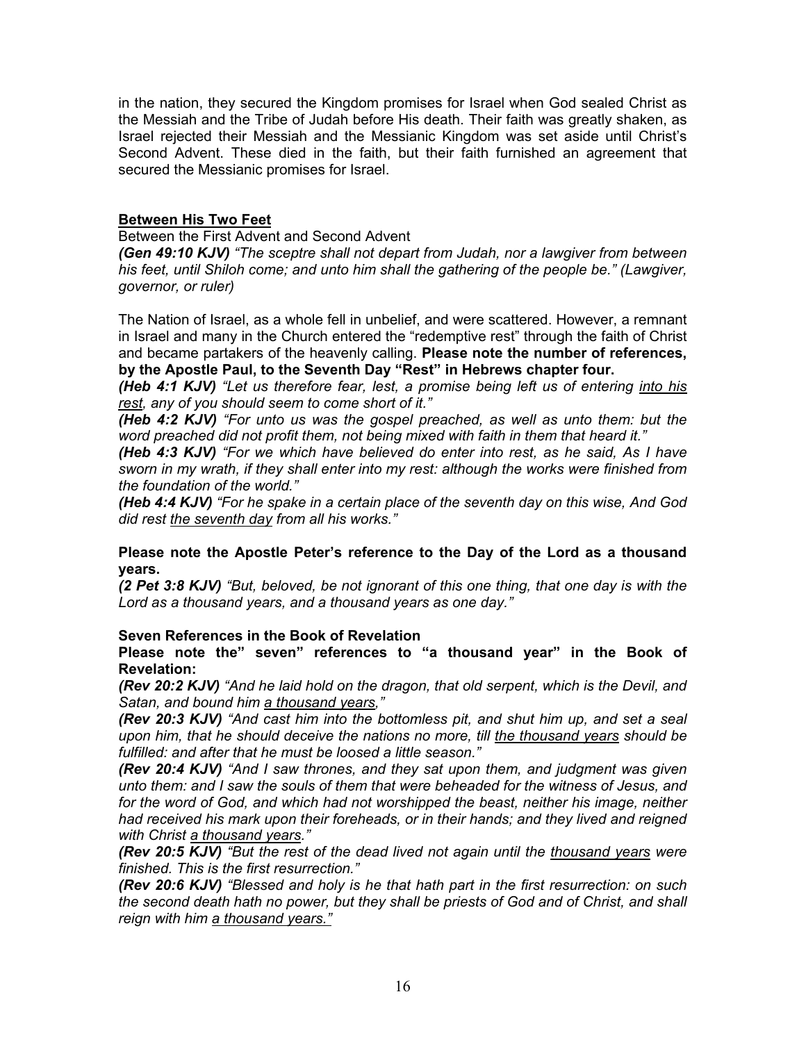in the nation, they secured the Kingdom promises for Israel when God sealed Christ as the Messiah and the Tribe of Judah before His death. Their faith was greatly shaken, as Israel rejected their Messiah and the Messianic Kingdom was set aside until Christ's Second Advent. These died in the faith, but their faith furnished an agreement that secured the Messianic promises for Israel.

**<u>Between His Two Feet</u>**

Between the First Advent and Second Advent

***(Gen 49:10 KJV)*** *"The sceptre shall not depart from Judah, nor a lawgiver from between his feet, until Shiloh come; and unto him shall the gathering of the people be." (Lawgiver, governor, or ruler)*

The Nation of Israel, as a whole fell in unbelief, and were scattered. However, a remnant in Israel and many in the Church entered the "redemptive rest" through the faith of Christ and became partakers of the heavenly calling. **Please note the number of references, by the Apostle Paul, to the Seventh Day "Rest" in Hebrews chapter four.**

***(Heb 4:1 KJV)*** *"Let us therefore fear, lest, a promise being left us of entering <u>into his rest</u>, any of you should seem to come short of it."*

***(Heb 4:2 KJV)*** *"For unto us was the gospel preached, as well as unto them: but the word preached did not profit them, not being mixed with faith in them that heard it."*

***(Heb 4:3 KJV)*** *"For we which have believed do enter into rest, as he said, As I have sworn in my wrath, if they shall enter into my rest: although the works were finished from the foundation of the world."*

***(Heb 4:4 KJV)*** *"For he spake in a certain place of the seventh day on this wise, And God did rest <u>the seventh day</u> from all his works."*

**Please note the Apostle Peter's reference to the Day of the Lord as a thousand years.**

***(2 Pet 3:8 KJV)*** *"But, beloved, be not ignorant of this one thing, that one day is with the Lord as a thousand years, and a thousand years as one day."*

**Seven References in the Book of Revelation**

**Please note the" seven" references to "a thousand year" in the Book of Revelation:**

***(Rev 20:2 KJV)*** *"And he laid hold on the dragon, that old serpent, which is the Devil, and Satan, and bound him <u>a thousand years</u>,"*

***(Rev 20:3 KJV)*** *"And cast him into the bottomless pit, and shut him up, and set a seal upon him, that he should deceive the nations no more, till <u>the thousand years</u> should be fulfilled: and after that he must be loosed a little season."*

***(Rev 20:4 KJV)*** *"And I saw thrones, and they sat upon them, and judgment was given unto them: and I saw the souls of them that were beheaded for the witness of Jesus, and for the word of God, and which had not worshipped the beast, neither his image, neither had received his mark upon their foreheads, or in their hands; and they lived and reigned with Christ <u>a thousand years</u>."*

***(Rev 20:5 KJV)*** *"But the rest of the dead lived not again until the <u>thousand years</u> were finished. This is the first resurrection."*

***(Rev 20:6 KJV)*** *"Blessed and holy is he that hath part in the first resurrection: on such the second death hath no power, but they shall be priests of God and of Christ, and shall reign with him <u>a thousand years</u>."*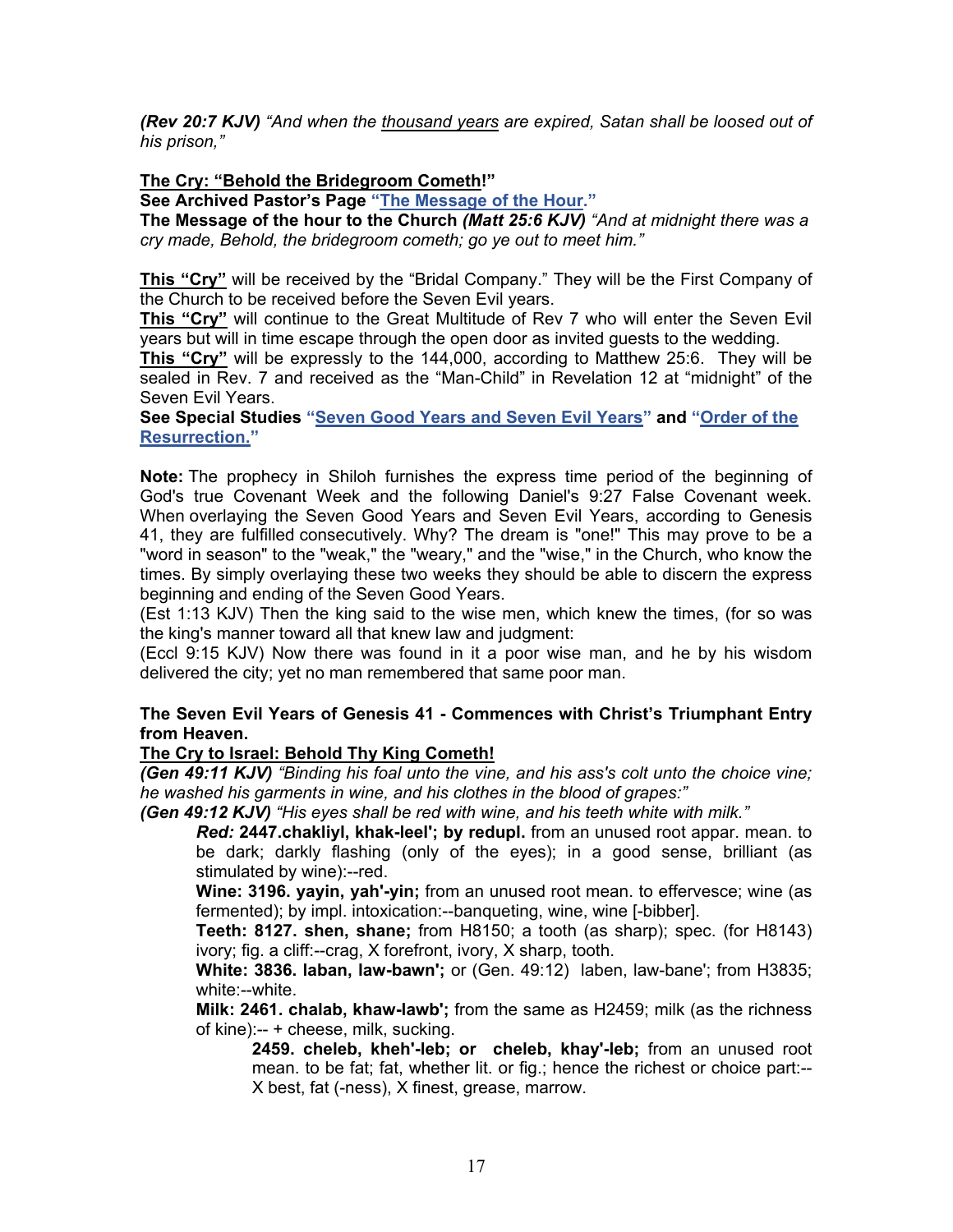***(Rev 20:7 KJV)*** *"And when the* <u>*thousand years*</u> *are expired, Satan shall be loosed out of his prison,"*

**<u>The Cry: "Behold the Bridegroom Cometh</u>!"**
**See Archived Pastor's Page "[The Message of the Hour.](#)"**
**The Message of the hour to the Church *(Matt 25:6 KJV)*** *"And at midnight there was a cry made, Behold, the bridegroom cometh; go ye out to meet him."*

**<u>This "Cry"</u>** will be received by the "Bridal Company." They will be the First Company of the Church to be received before the Seven Evil years.
**<u>This "Cry"</u>** will continue to the Great Multitude of Rev 7 who will enter the Seven Evil years but will in time escape through the open door as invited guests to the wedding.
**<u>This "Cry"</u>** will be expressly to the 144,000, according to Matthew 25:6. They will be sealed in Rev. 7 and received as the "Man-Child" in Revelation 12 at "midnight" of the Seven Evil Years.
**See Special Studies "[Seven Good Years and Seven Evil Years](#)" and "[Order of the Resurrection.](#)"**

**Note:** The prophecy in Shiloh furnishes the express time period of the beginning of God's true Covenant Week and the following Daniel's 9:27 False Covenant week. When overlaying the Seven Good Years and Seven Evil Years, according to Genesis 41, they are fulfilled consecutively. Why? The dream is "one!" This may prove to be a "word in season" to the "weak," the "weary," and the "wise," in the Church, who know the times. By simply overlaying these two weeks they should be able to discern the express beginning and ending of the Seven Good Years.
(Est 1:13 KJV) Then the king said to the wise men, which knew the times, (for so was the king's manner toward all that knew law and judgment:
(Eccl 9:15 KJV) Now there was found in it a poor wise man, and he by his wisdom delivered the city; yet no man remembered that same poor man.

**The Seven Evil Years of Genesis 41 - Commences with Christ's Triumphant Entry from Heaven.**
**<u>The Cry to Israel: Behold Thy King Cometh!</u>**
***(Gen 49:11 KJV)*** *"Binding his foal unto the vine, and his ass's colt unto the choice vine; he washed his garments in wine, and his clothes in the blood of grapes:"*
***(Gen 49:12 KJV)*** *"His eyes shall be red with wine, and his teeth white with milk."*

> ***Red:*** **2447.chakliyl, khak-leel'; by redupl.** from an unused root appar. mean. to be dark; darkly flashing (only of the eyes); in a good sense, brilliant (as stimulated by wine):--red.
> **Wine: 3196. yayin, yah'-yin;** from an unused root mean. to effervesce; wine (as fermented); by impl. intoxication:--banqueting, wine, wine [-bibber].
> **Teeth: 8127. shen, shane;** from H8150; a tooth (as sharp); spec. (for H8143) ivory; fig. a cliff:--crag, X forefront, ivory, X sharp, tooth.
> **White: 3836. laban, law-bawn';** or (Gen. 49:12) laben, law-bane'; from H3835; white:--white.
> **Milk: 2461. chalab, khaw-lawb';** from the same as H2459; milk (as the richness of kine):-- + cheese, milk, sucking.
>
> > **2459. cheleb, kheh'-leb; or cheleb, khay'-leb;** from an unused root mean. to be fat; fat, whether lit. or fig.; hence the richest or choice part:-- X best, fat (-ness), X finest, grease, marrow.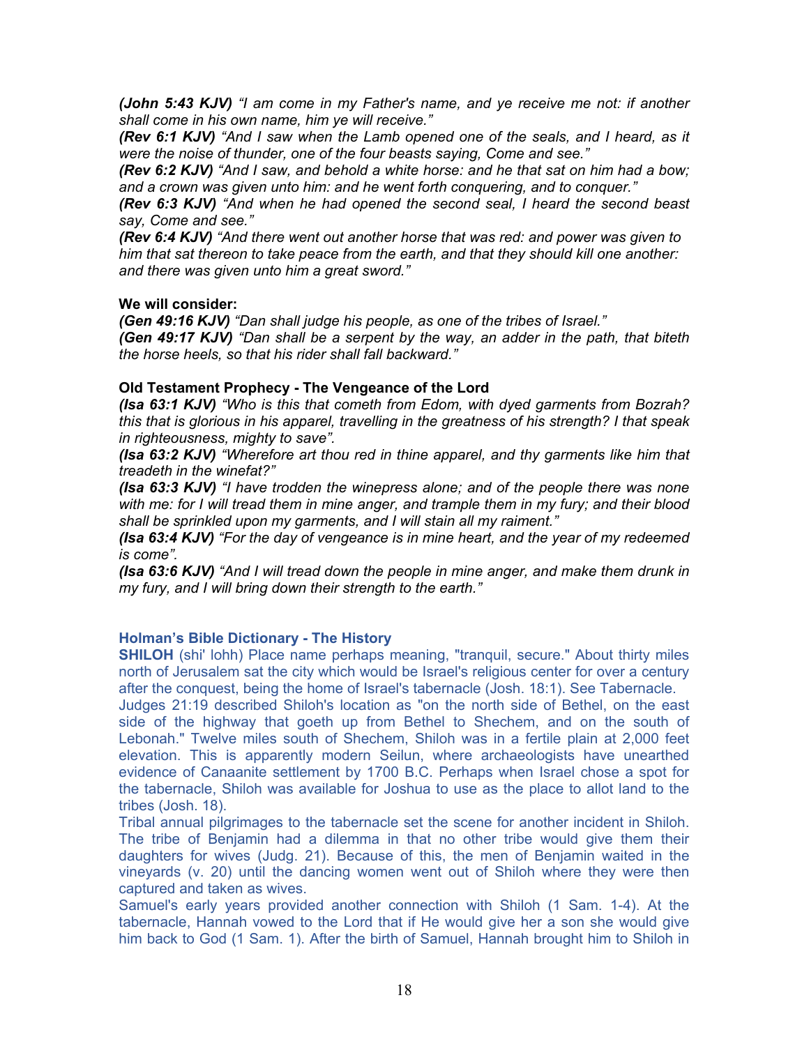***(John 5:43 KJV)*** *"I am come in my Father's name, and ye receive me not: if another shall come in his own name, him ye will receive."*
***(Rev 6:1 KJV)*** *"And I saw when the Lamb opened one of the seals, and I heard, as it were the noise of thunder, one of the four beasts saying, Come and see."*
***(Rev 6:2 KJV)*** *"And I saw, and behold a white horse: and he that sat on him had a bow; and a crown was given unto him: and he went forth conquering, and to conquer."*
***(Rev 6:3 KJV)*** *"And when he had opened the second seal, I heard the second beast say, Come and see."*
***(Rev 6:4 KJV)*** *"And there went out another horse that was red: and power was given to him that sat thereon to take peace from the earth, and that they should kill one another: and there was given unto him a great sword."*

**We will consider:**
***(Gen 49:16 KJV)*** *"Dan shall judge his people, as one of the tribes of Israel."*
***(Gen 49:17 KJV)*** *"Dan shall be a serpent by the way, an adder in the path, that biteth the horse heels, so that his rider shall fall backward."*

**Old Testament Prophecy - The Vengeance of the Lord**
***(Isa 63:1 KJV)*** *"Who is this that cometh from Edom, with dyed garments from Bozrah? this that is glorious in his apparel, travelling in the greatness of his strength? I that speak in righteousness, mighty to save".*
***(Isa 63:2 KJV)*** *"Wherefore art thou red in thine apparel, and thy garments like him that treadeth in the winefat?"*
***(Isa 63:3 KJV)*** *"I have trodden the winepress alone; and of the people there was none with me: for I will tread them in mine anger, and trample them in my fury; and their blood shall be sprinkled upon my garments, and I will stain all my raiment."*
***(Isa 63:4 KJV)*** *"For the day of vengeance is in mine heart, and the year of my redeemed is come".*
***(Isa 63:6 KJV)*** *"And I will tread down the people in mine anger, and make them drunk in my fury, and I will bring down their strength to the earth."*

**Holman's Bible Dictionary - The History**
**SHILOH** (shi' lohh) Place name perhaps meaning, "tranquil, secure." About thirty miles north of Jerusalem sat the city which would be Israel's religious center for over a century after the conquest, being the home of Israel's tabernacle (Josh. 18:1). See Tabernacle.
Judges 21:19 described Shiloh's location as "on the north side of Bethel, on the east side of the highway that goeth up from Bethel to Shechem, and on the south of Lebonah." Twelve miles south of Shechem, Shiloh was in a fertile plain at 2,000 feet elevation. This is apparently modern Seilun, where archaeologists have unearthed evidence of Canaanite settlement by 1700 B.C. Perhaps when Israel chose a spot for the tabernacle, Shiloh was available for Joshua to use as the place to allot land to the tribes (Josh. 18).
Tribal annual pilgrimages to the tabernacle set the scene for another incident in Shiloh. The tribe of Benjamin had a dilemma in that no other tribe would give them their daughters for wives (Judg. 21). Because of this, the men of Benjamin waited in the vineyards (v. 20) until the dancing women went out of Shiloh where they were then captured and taken as wives.
Samuel's early years provided another connection with Shiloh (1 Sam. 1-4). At the tabernacle, Hannah vowed to the Lord that if He would give her a son she would give him back to God (1 Sam. 1). After the birth of Samuel, Hannah brought him to Shiloh in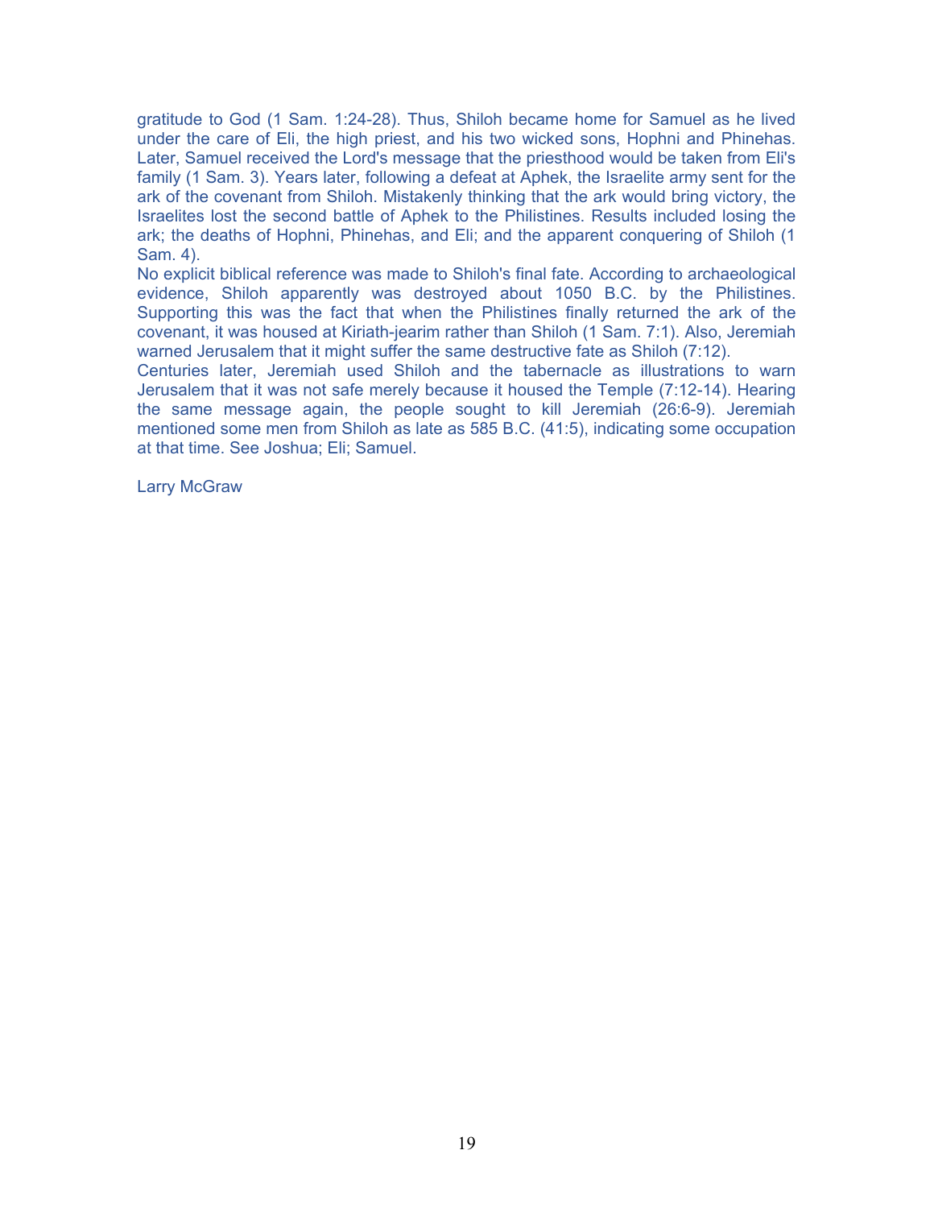gratitude to God (1 Sam. 1:24-28). Thus, Shiloh became home for Samuel as he lived under the care of Eli, the high priest, and his two wicked sons, Hophni and Phinehas. Later, Samuel received the Lord's message that the priesthood would be taken from Eli's family (1 Sam. 3). Years later, following a defeat at Aphek, the Israelite army sent for the ark of the covenant from Shiloh. Mistakenly thinking that the ark would bring victory, the Israelites lost the second battle of Aphek to the Philistines. Results included losing the ark; the deaths of Hophni, Phinehas, and Eli; and the apparent conquering of Shiloh (1 Sam. 4).

No explicit biblical reference was made to Shiloh's final fate. According to archaeological evidence, Shiloh apparently was destroyed about 1050 B.C. by the Philistines. Supporting this was the fact that when the Philistines finally returned the ark of the covenant, it was housed at Kiriath-jearim rather than Shiloh (1 Sam. 7:1). Also, Jeremiah warned Jerusalem that it might suffer the same destructive fate as Shiloh (7:12).

Centuries later, Jeremiah used Shiloh and the tabernacle as illustrations to warn Jerusalem that it was not safe merely because it housed the Temple (7:12-14). Hearing the same message again, the people sought to kill Jeremiah (26:6-9). Jeremiah mentioned some men from Shiloh as late as 585 B.C. (41:5), indicating some occupation at that time. See Joshua; Eli; Samuel.

Larry McGraw